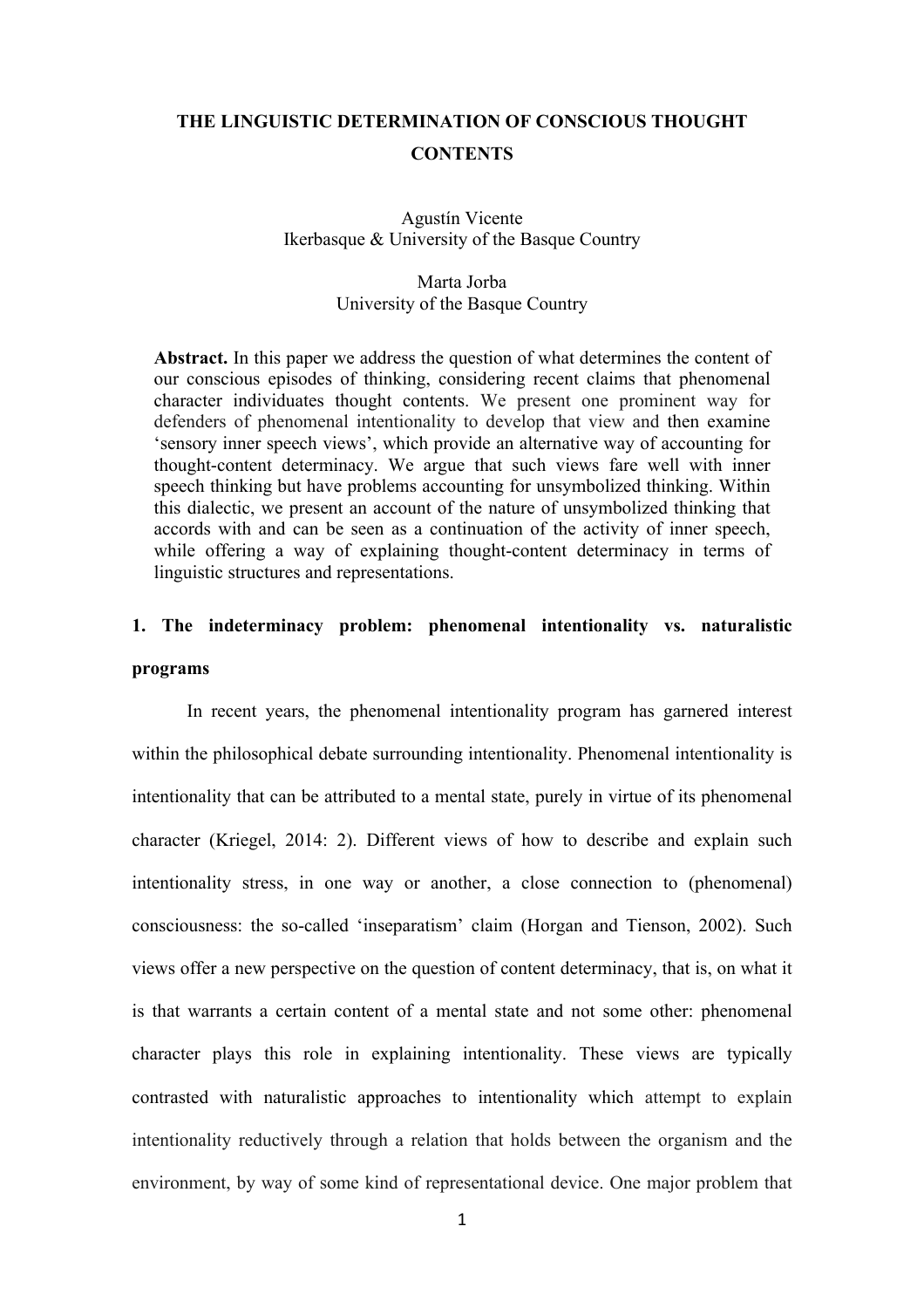# THE LINGUISTIC DETERMINATION OF CONSCIOUS THOUGHT CONTENTS

Agustín Vicente
Ikerbasque & University of the Basque Country

Marta Jorba
University of the Basque Country

**Abstract.** In this paper we address the question of what determines the content of our conscious episodes of thinking, considering recent claims that phenomenal character individuates thought contents. We present one prominent way for defenders of phenomenal intentionality to develop that view and then examine 'sensory inner speech views', which provide an alternative way of accounting for thought-content determinacy. We argue that such views fare well with inner speech thinking but have problems accounting for unsymbolized thinking. Within this dialectic, we present an account of the nature of unsymbolized thinking that accords with and can be seen as a continuation of the activity of inner speech, while offering a way of explaining thought-content determinacy in terms of linguistic structures and representations.

## 1. The indeterminacy problem: phenomenal intentionality vs. naturalistic programs

In recent years, the phenomenal intentionality program has garnered interest within the philosophical debate surrounding intentionality. Phenomenal intentionality is intentionality that can be attributed to a mental state, purely in virtue of its phenomenal character (Kriegel, 2014: 2). Different views of how to describe and explain such intentionality stress, in one way or another, a close connection to (phenomenal) consciousness: the so-called 'inseparatism' claim (Horgan and Tienson, 2002). Such views offer a new perspective on the question of content determinacy, that is, on what it is that warrants a certain content of a mental state and not some other: phenomenal character plays this role in explaining intentionality. These views are typically contrasted with naturalistic approaches to intentionality which attempt to explain intentionality reductively through a relation that holds between the organism and the environment, by way of some kind of representational device. One major problem that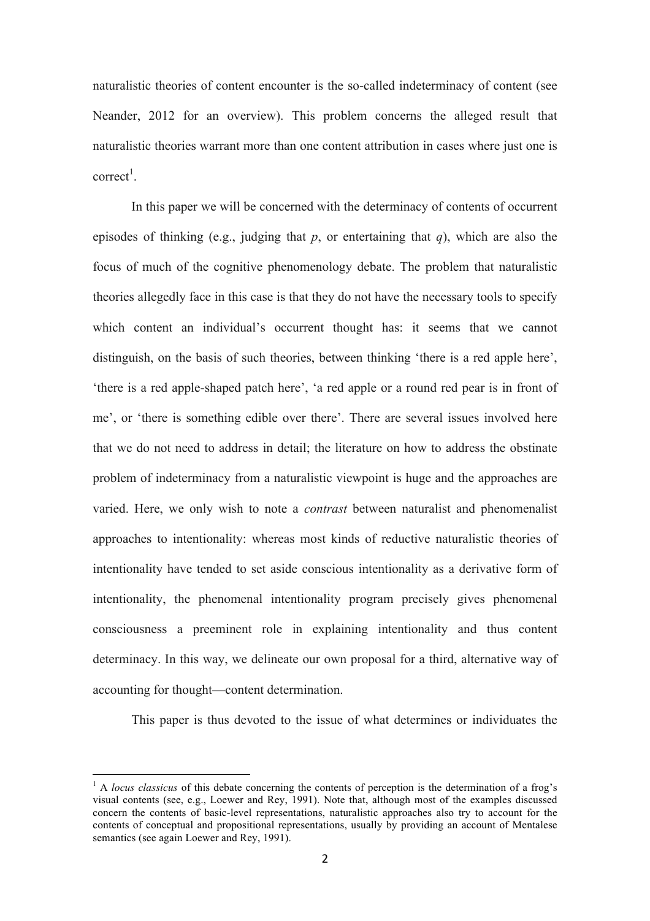naturalistic theories of content encounter is the so-called indeterminacy of content (see Neander, 2012 for an overview). This problem concerns the alleged result that naturalistic theories warrant more than one content attribution in cases where just one is correct[1].

In this paper we will be concerned with the determinacy of contents of occurrent episodes of thinking (e.g., judging that *p*, or entertaining that *q*), which are also the focus of much of the cognitive phenomenology debate. The problem that naturalistic theories allegedly face in this case is that they do not have the necessary tools to specify which content an individual's occurrent thought has: it seems that we cannot distinguish, on the basis of such theories, between thinking 'there is a red apple here', 'there is a red apple-shaped patch here', 'a red apple or a round red pear is in front of me', or 'there is something edible over there'. There are several issues involved here that we do not need to address in detail; the literature on how to address the obstinate problem of indeterminacy from a naturalistic viewpoint is huge and the approaches are varied. Here, we only wish to note a *contrast* between naturalist and phenomenalist approaches to intentionality: whereas most kinds of reductive naturalistic theories of intentionality have tended to set aside conscious intentionality as a derivative form of intentionality, the phenomenal intentionality program precisely gives phenomenal consciousness a preeminent role in explaining intentionality and thus content determinacy. In this way, we delineate our own proposal for a third, alternative way of accounting for thought—content determination.

This paper is thus devoted to the issue of what determines or individuates the

[1] A *locus classicus* of this debate concerning the contents of perception is the determination of a frog's visual contents (see, e.g., Loewer and Rey, 1991). Note that, although most of the examples discussed concern the contents of basic-level representations, naturalistic approaches also try to account for the contents of conceptual and propositional representations, usually by providing an account of Mentalese semantics (see again Loewer and Rey, 1991).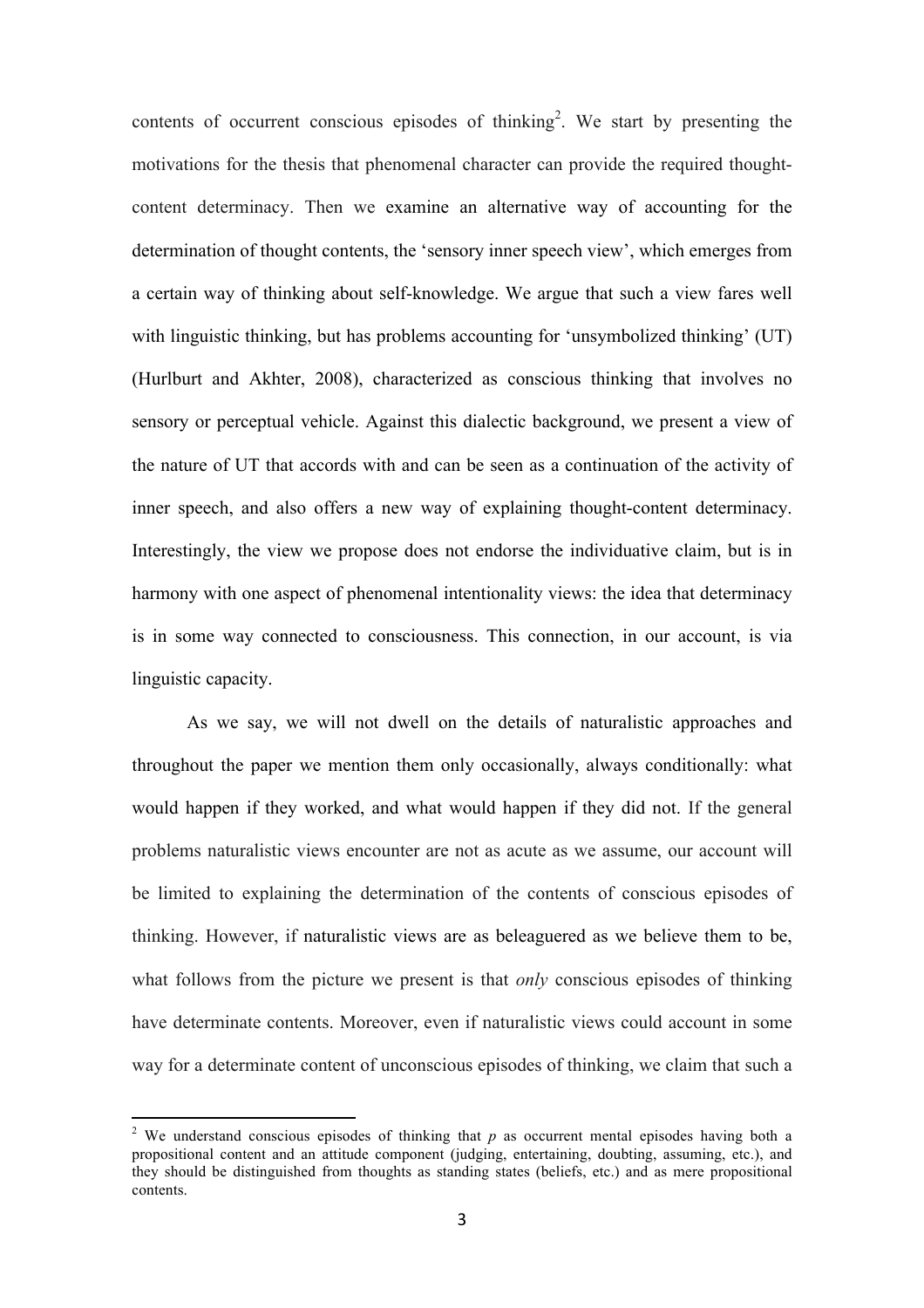contents of occurrent conscious episodes of thinking[2]. We start by presenting the motivations for the thesis that phenomenal character can provide the required thought-content determinacy. Then we examine an alternative way of accounting for the determination of thought contents, the 'sensory inner speech view', which emerges from a certain way of thinking about self-knowledge. We argue that such a view fares well with linguistic thinking, but has problems accounting for 'unsymbolized thinking' (UT) (Hurlburt and Akhter, 2008), characterized as conscious thinking that involves no sensory or perceptual vehicle. Against this dialectic background, we present a view of the nature of UT that accords with and can be seen as a continuation of the activity of inner speech, and also offers a new way of explaining thought-content determinacy. Interestingly, the view we propose does not endorse the individuative claim, but is in harmony with one aspect of phenomenal intentionality views: the idea that determinacy is in some way connected to consciousness. This connection, in our account, is via linguistic capacity.

As we say, we will not dwell on the details of naturalistic approaches and throughout the paper we mention them only occasionally, always conditionally: what would happen if they worked, and what would happen if they did not. If the general problems naturalistic views encounter are not as acute as we assume, our account will be limited to explaining the determination of the contents of conscious episodes of thinking. However, if naturalistic views are as beleaguered as we believe them to be, what follows from the picture we present is that *only* conscious episodes of thinking have determinate contents. Moreover, even if naturalistic views could account in some way for a determinate content of unconscious episodes of thinking, we claim that such a

---

[2] We understand conscious episodes of thinking that *p* as occurrent mental episodes having both a propositional content and an attitude component (judging, entertaining, doubting, assuming, etc.), and they should be distinguished from thoughts as standing states (beliefs, etc.) and as mere propositional contents.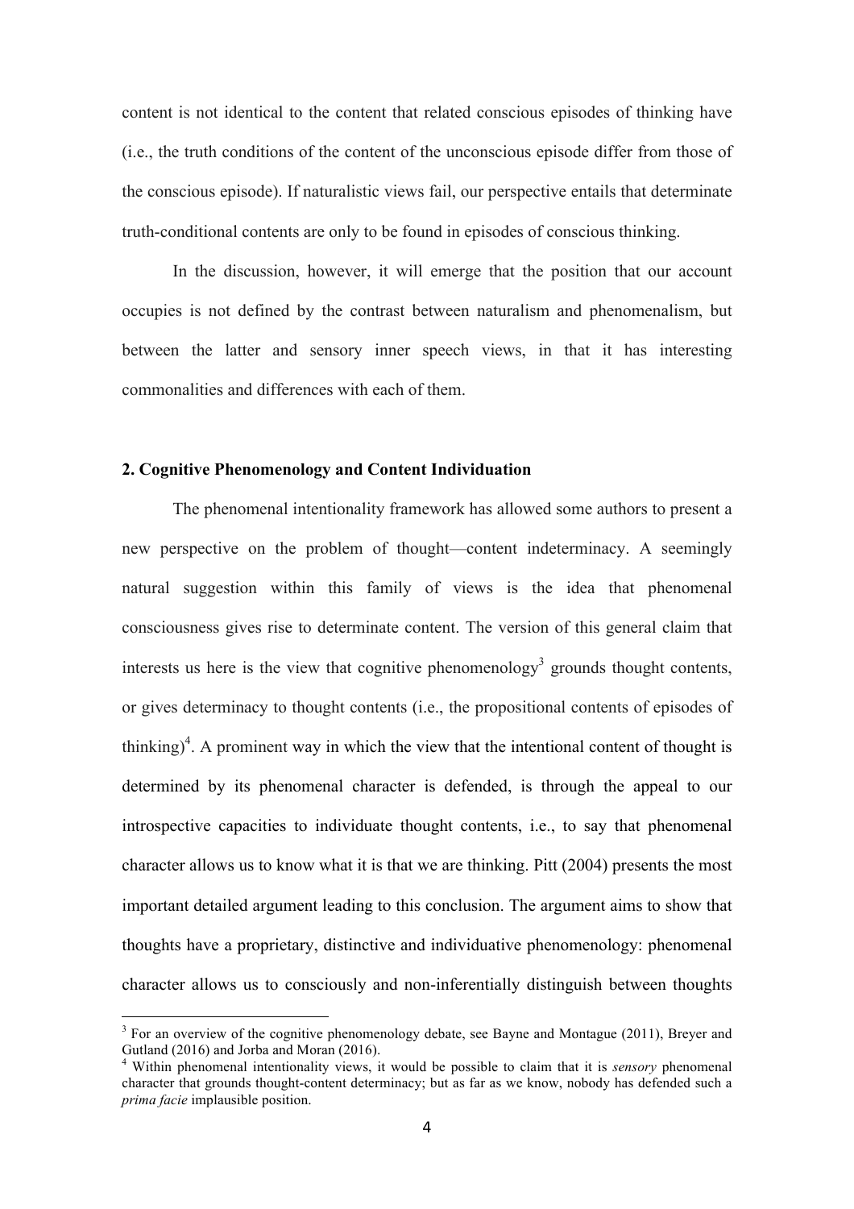content is not identical to the content that related conscious episodes of thinking have (i.e., the truth conditions of the content of the unconscious episode differ from those of the conscious episode). If naturalistic views fail, our perspective entails that determinate truth-conditional contents are only to be found in episodes of conscious thinking.

In the discussion, however, it will emerge that the position that our account occupies is not defined by the contrast between naturalism and phenomenalism, but between the latter and sensory inner speech views, in that it has interesting commonalities and differences with each of them.

## 2. Cognitive Phenomenology and Content Individuation

The phenomenal intentionality framework has allowed some authors to present a new perspective on the problem of thought—content indeterminacy. A seemingly natural suggestion within this family of views is the idea that phenomenal consciousness gives rise to determinate content. The version of this general claim that interests us here is the view that cognitive phenomenology[3] grounds thought contents, or gives determinacy to thought contents (i.e., the propositional contents of episodes of thinking)[4]. A prominent way in which the view that the intentional content of thought is determined by its phenomenal character is defended, is through the appeal to our introspective capacities to individuate thought contents, i.e., to say that phenomenal character allows us to know what it is that we are thinking. Pitt (2004) presents the most important detailed argument leading to this conclusion. The argument aims to show that thoughts have a proprietary, distinctive and individuative phenomenology: phenomenal character allows us to consciously and non-inferentially distinguish between thoughts

---

[3] For an overview of the cognitive phenomenology debate, see Bayne and Montague (2011), Breyer and Gutland (2016) and Jorba and Moran (2016).

[4] Within phenomenal intentionality views, it would be possible to claim that it is *sensory* phenomenal character that grounds thought-content determinacy; but as far as we know, nobody has defended such a *prima facie* implausible position.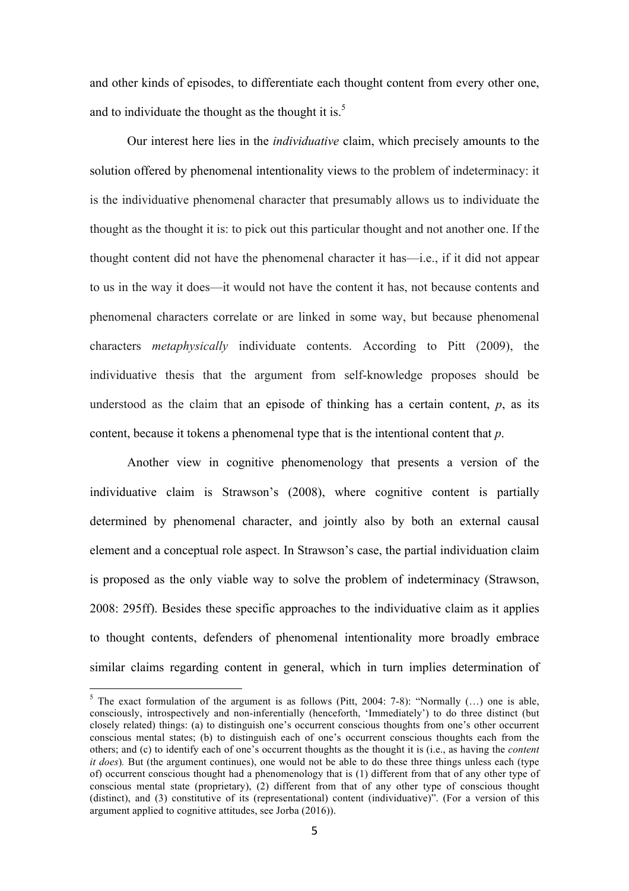and other kinds of episodes, to differentiate each thought content from every other one, and to individuate the thought as the thought it is.[5]

Our interest here lies in the *individuative* claim, which precisely amounts to the solution offered by phenomenal intentionality views to the problem of indeterminacy: it is the individuative phenomenal character that presumably allows us to individuate the thought as the thought it is: to pick out this particular thought and not another one. If the thought content did not have the phenomenal character it has—i.e., if it did not appear to us in the way it does—it would not have the content it has, not because contents and phenomenal characters correlate or are linked in some way, but because phenomenal characters *metaphysically* individuate contents. According to Pitt (2009), the individuative thesis that the argument from self-knowledge proposes should be understood as the claim that an episode of thinking has a certain content, *p*, as its content, because it tokens a phenomenal type that is the intentional content that *p*.

Another view in cognitive phenomenology that presents a version of the individuative claim is Strawson's (2008), where cognitive content is partially determined by phenomenal character, and jointly also by both an external causal element and a conceptual role aspect. In Strawson's case, the partial individuation claim is proposed as the only viable way to solve the problem of indeterminacy (Strawson, 2008: 295ff). Besides these specific approaches to the individuative claim as it applies to thought contents, defenders of phenomenal intentionality more broadly embrace similar claims regarding content in general, which in turn implies determination of

[5] The exact formulation of the argument is as follows (Pitt, 2004: 7-8): "Normally (…) one is able, consciously, introspectively and non-inferentially (henceforth, 'Immediately') to do three distinct (but closely related) things: (a) to distinguish one's occurrent conscious thoughts from one's other occurrent conscious mental states; (b) to distinguish each of one's occurrent conscious thoughts each from the others; and (c) to identify each of one's occurrent thoughts as the thought it is (i.e., as having the *content it does*). But (the argument continues), one would not be able to do these three things unless each (type of) occurrent conscious thought had a phenomenology that is (1) different from that of any other type of conscious mental state (proprietary), (2) different from that of any other type of conscious thought (distinct), and (3) constitutive of its (representational) content (individuative)". (For a version of this argument applied to cognitive attitudes, see Jorba (2016)).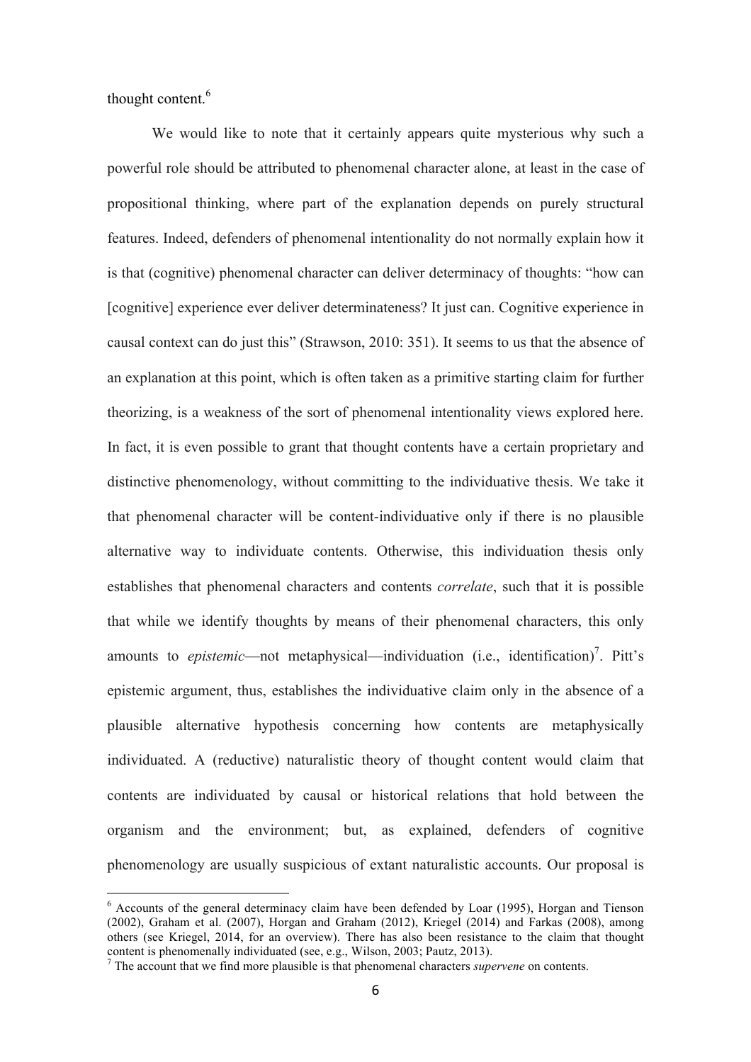thought content.[6]

We would like to note that it certainly appears quite mysterious why such a powerful role should be attributed to phenomenal character alone, at least in the case of propositional thinking, where part of the explanation depends on purely structural features. Indeed, defenders of phenomenal intentionality do not normally explain how it is that (cognitive) phenomenal character can deliver determinacy of thoughts: "how can [cognitive] experience ever deliver determinateness? It just can. Cognitive experience in causal context can do just this" (Strawson, 2010: 351). It seems to us that the absence of an explanation at this point, which is often taken as a primitive starting claim for further theorizing, is a weakness of the sort of phenomenal intentionality views explored here. In fact, it is even possible to grant that thought contents have a certain proprietary and distinctive phenomenology, without committing to the individuative thesis. We take it that phenomenal character will be content-individuative only if there is no plausible alternative way to individuate contents. Otherwise, this individuation thesis only establishes that phenomenal characters and contents *correlate*, such that it is possible that while we identify thoughts by means of their phenomenal characters, this only amounts to *epistemic*—not metaphysical—individuation (i.e., identification)[7]. Pitt's epistemic argument, thus, establishes the individuative claim only in the absence of a plausible alternative hypothesis concerning how contents are metaphysically individuated. A (reductive) naturalistic theory of thought content would claim that contents are individuated by causal or historical relations that hold between the organism and the environment; but, as explained, defenders of cognitive phenomenology are usually suspicious of extant naturalistic accounts. Our proposal is

---

[6] Accounts of the general determinacy claim have been defended by Loar (1995), Horgan and Tienson (2002), Graham et al. (2007), Horgan and Graham (2012), Kriegel (2014) and Farkas (2008), among others (see Kriegel, 2014, for an overview). There has also been resistance to the claim that thought content is phenomenally individuated (see, e.g., Wilson, 2003; Pautz, 2013).

[7] The account that we find more plausible is that phenomenal characters *supervene* on contents.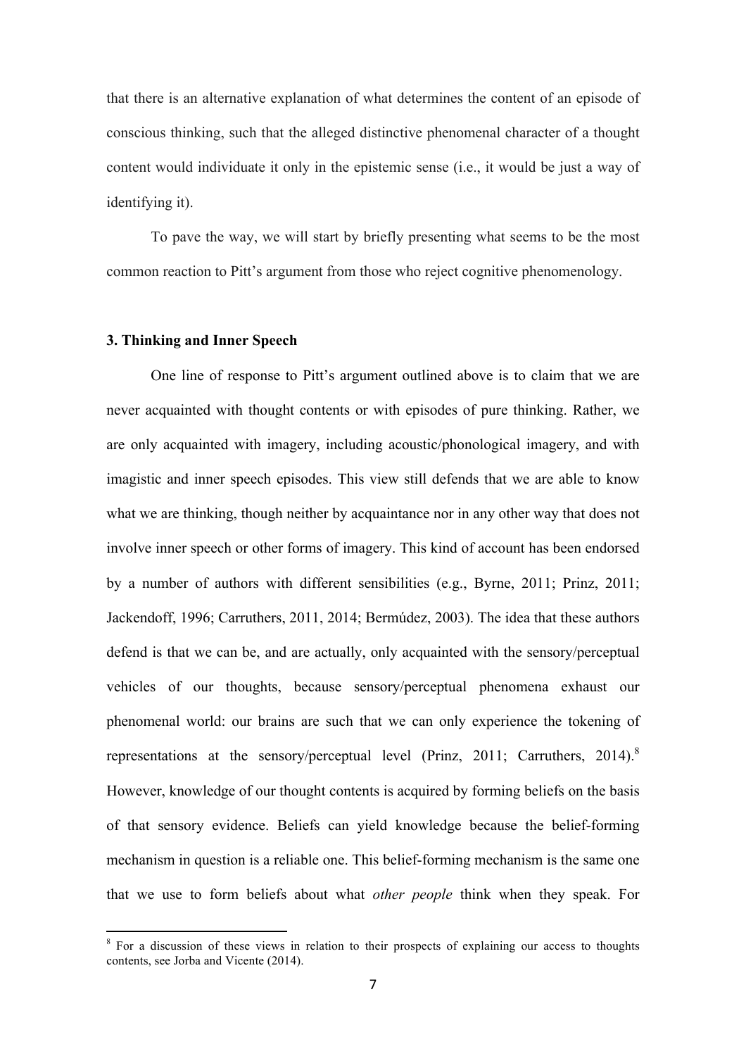that there is an alternative explanation of what determines the content of an episode of conscious thinking, such that the alleged distinctive phenomenal character of a thought content would individuate it only in the epistemic sense (i.e., it would be just a way of identifying it).

To pave the way, we will start by briefly presenting what seems to be the most common reaction to Pitt's argument from those who reject cognitive phenomenology.

### 3. Thinking and Inner Speech

One line of response to Pitt's argument outlined above is to claim that we are never acquainted with thought contents or with episodes of pure thinking. Rather, we are only acquainted with imagery, including acoustic/phonological imagery, and with imagistic and inner speech episodes. This view still defends that we are able to know what we are thinking, though neither by acquaintance nor in any other way that does not involve inner speech or other forms of imagery. This kind of account has been endorsed by a number of authors with different sensibilities (e.g., Byrne, 2011; Prinz, 2011; Jackendoff, 1996; Carruthers, 2011, 2014; Bermúdez, 2003). The idea that these authors defend is that we can be, and are actually, only acquainted with the sensory/perceptual vehicles of our thoughts, because sensory/perceptual phenomena exhaust our phenomenal world: our brains are such that we can only experience the tokening of representations at the sensory/perceptual level (Prinz, 2011; Carruthers, 2014).[8] However, knowledge of our thought contents is acquired by forming beliefs on the basis of that sensory evidence. Beliefs can yield knowledge because the belief-forming mechanism in question is a reliable one. This belief-forming mechanism is the same one that we use to form beliefs about what *other people* think when they speak. For

[8] For a discussion of these views in relation to their prospects of explaining our access to thoughts contents, see Jorba and Vicente (2014).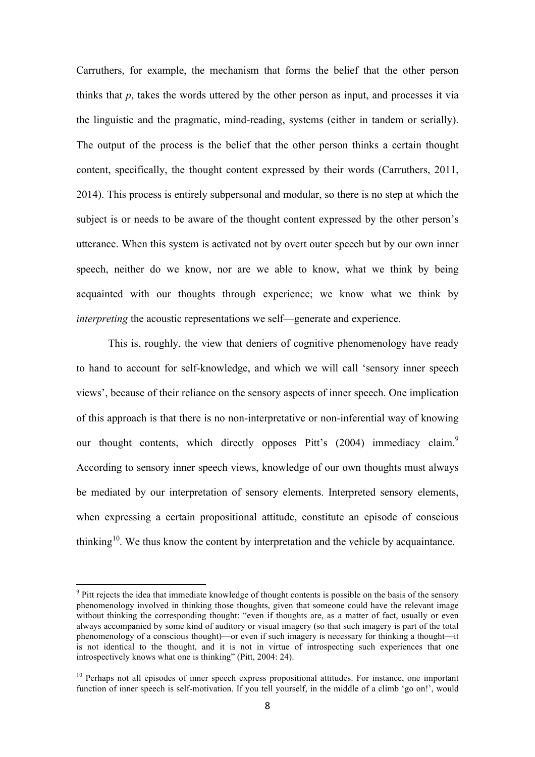Carruthers, for example, the mechanism that forms the belief that the other person thinks that *p*, takes the words uttered by the other person as input, and processes it via the linguistic and the pragmatic, mind-reading, systems (either in tandem or serially). The output of the process is the belief that the other person thinks a certain thought content, specifically, the thought content expressed by their words (Carruthers, 2011, 2014). This process is entirely subpersonal and modular, so there is no step at which the subject is or needs to be aware of the thought content expressed by the other person's utterance. When this system is activated not by overt outer speech but by our own inner speech, neither do we know, nor are we able to know, what we think by being acquainted with our thoughts through experience; we know what we think by *interpreting* the acoustic representations we self—generate and experience.

This is, roughly, the view that deniers of cognitive phenomenology have ready to hand to account for self-knowledge, and which we will call 'sensory inner speech views', because of their reliance on the sensory aspects of inner speech. One implication of this approach is that there is no non-interpretative or non-inferential way of knowing our thought contents, which directly opposes Pitt's (2004) immediacy claim.[9] According to sensory inner speech views, knowledge of our own thoughts must always be mediated by our interpretation of sensory elements. Interpreted sensory elements, when expressing a certain propositional attitude, constitute an episode of conscious thinking[10]. We thus know the content by interpretation and the vehicle by acquaintance.

[9] Pitt rejects the idea that immediate knowledge of thought contents is possible on the basis of the sensory phenomenology involved in thinking those thoughts, given that someone could have the relevant image without thinking the corresponding thought: "even if thoughts are, as a matter of fact, usually or even always accompanied by some kind of auditory or visual imagery (so that such imagery is part of the total phenomenology of a conscious thought)—or even if such imagery is necessary for thinking a thought—it is not identical to the thought, and it is not in virtue of introspecting such experiences that one introspectively knows what one is thinking" (Pitt, 2004: 24).

[10] Perhaps not all episodes of inner speech express propositional attitudes. For instance, one important function of inner speech is self-motivation. If you tell yourself, in the middle of a climb 'go on!', would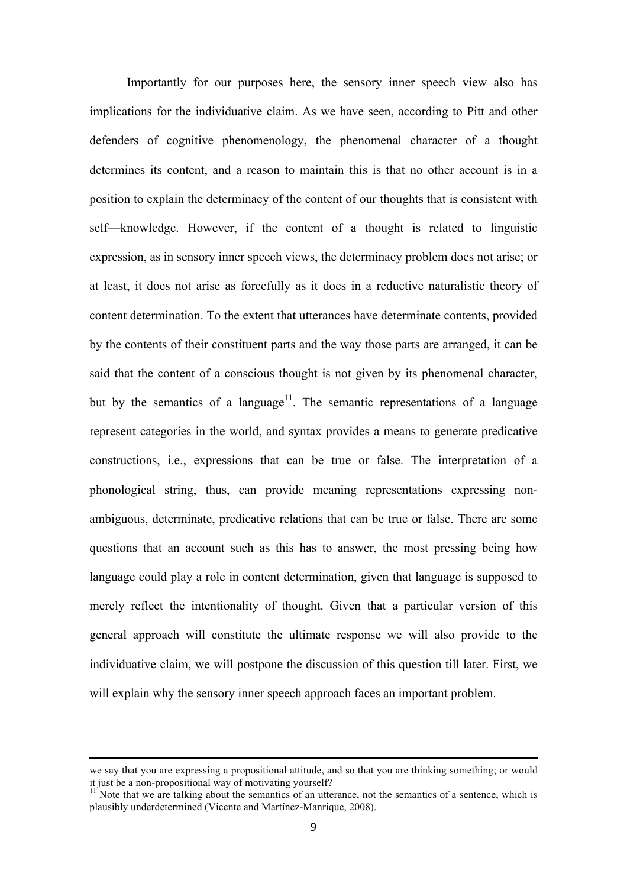Importantly for our purposes here, the sensory inner speech view also has implications for the individuative claim. As we have seen, according to Pitt and other defenders of cognitive phenomenology, the phenomenal character of a thought determines its content, and a reason to maintain this is that no other account is in a position to explain the determinacy of the content of our thoughts that is consistent with self—knowledge. However, if the content of a thought is related to linguistic expression, as in sensory inner speech views, the determinacy problem does not arise; or at least, it does not arise as forcefully as it does in a reductive naturalistic theory of content determination. To the extent that utterances have determinate contents, provided by the contents of their constituent parts and the way those parts are arranged, it can be said that the content of a conscious thought is not given by its phenomenal character, but by the semantics of a language[11]. The semantic representations of a language represent categories in the world, and syntax provides a means to generate predicative constructions, i.e., expressions that can be true or false. The interpretation of a phonological string, thus, can provide meaning representations expressing non-ambiguous, determinate, predicative relations that can be true or false. There are some questions that an account such as this has to answer, the most pressing being how language could play a role in content determination, given that language is supposed to merely reflect the intentionality of thought. Given that a particular version of this general approach will constitute the ultimate response we will also provide to the individuative claim, we will postpone the discussion of this question till later. First, we will explain why the sensory inner speech approach faces an important problem.

---

we say that you are expressing a propositional attitude, and so that you are thinking something; or would it just be a non-propositional way of motivating yourself?

[11] Note that we are talking about the semantics of an utterance, not the semantics of a sentence, which is plausibly underdetermined (Vicente and Martínez-Manrique, 2008).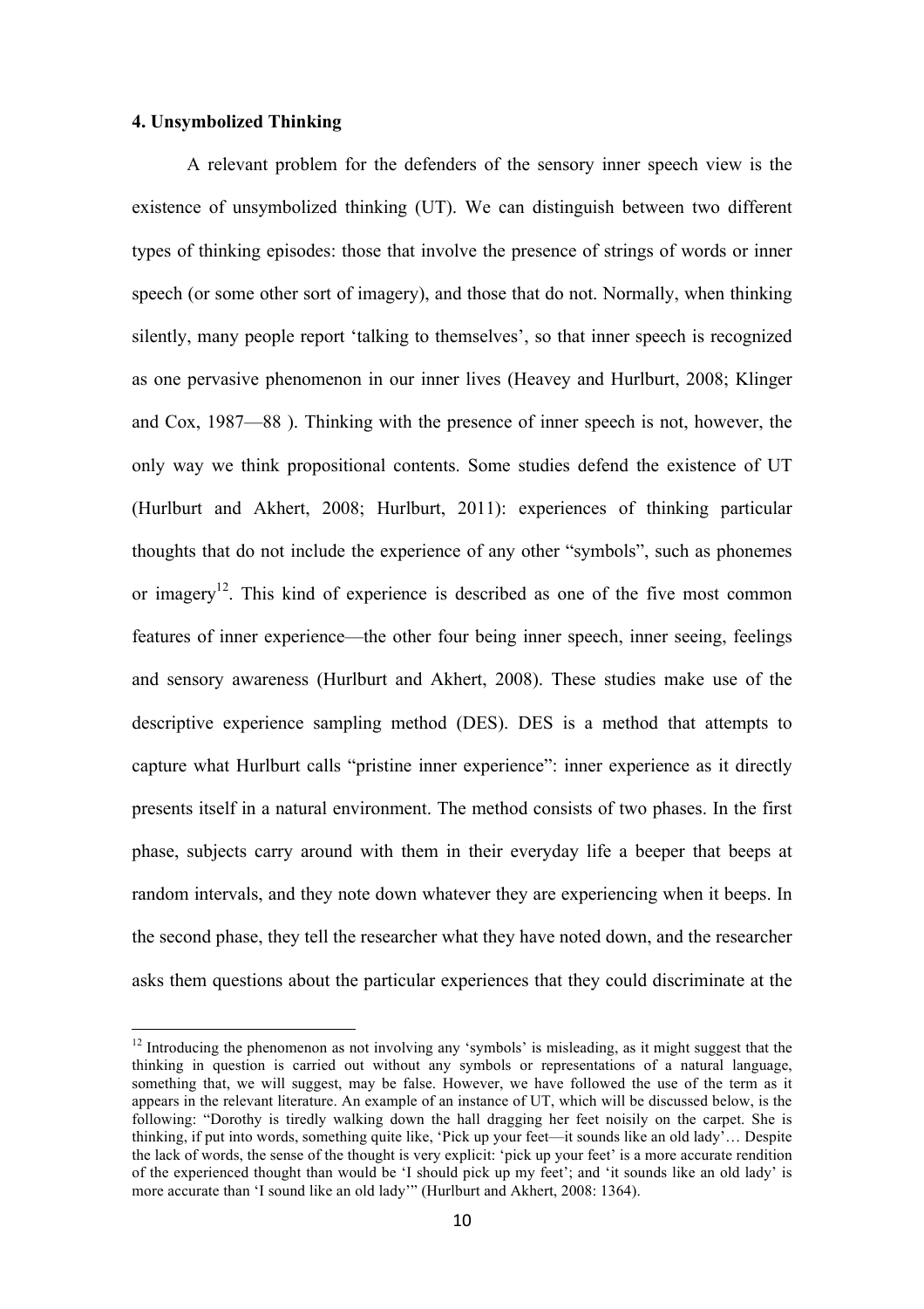### 4. Unsymbolized Thinking

A relevant problem for the defenders of the sensory inner speech view is the existence of unsymbolized thinking (UT). We can distinguish between two different types of thinking episodes: those that involve the presence of strings of words or inner speech (or some other sort of imagery), and those that do not. Normally, when thinking silently, many people report 'talking to themselves', so that inner speech is recognized as one pervasive phenomenon in our inner lives (Heavey and Hurlburt, 2008; Klinger and Cox, 1987—88 ). Thinking with the presence of inner speech is not, however, the only way we think propositional contents. Some studies defend the existence of UT (Hurlburt and Akhert, 2008; Hurlburt, 2011): experiences of thinking particular thoughts that do not include the experience of any other "symbols", such as phonemes or imagery[12]. This kind of experience is described as one of the five most common features of inner experience—the other four being inner speech, inner seeing, feelings and sensory awareness (Hurlburt and Akhert, 2008). These studies make use of the descriptive experience sampling method (DES). DES is a method that attempts to capture what Hurlburt calls "pristine inner experience": inner experience as it directly presents itself in a natural environment. The method consists of two phases. In the first phase, subjects carry around with them in their everyday life a beeper that beeps at random intervals, and they note down whatever they are experiencing when it beeps. In the second phase, they tell the researcher what they have noted down, and the researcher asks them questions about the particular experiences that they could discriminate at the

[12] Introducing the phenomenon as not involving any 'symbols' is misleading, as it might suggest that the thinking in question is carried out without any symbols or representations of a natural language, something that, we will suggest, may be false. However, we have followed the use of the term as it appears in the relevant literature. An example of an instance of UT, which will be discussed below, is the following: "Dorothy is tiredly walking down the hall dragging her feet noisily on the carpet. She is thinking, if put into words, something quite like, 'Pick up your feet—it sounds like an old lady'… Despite the lack of words, the sense of the thought is very explicit: 'pick up your feet' is a more accurate rendition of the experienced thought than would be 'I should pick up my feet'; and 'it sounds like an old lady' is more accurate than 'I sound like an old lady'" (Hurlburt and Akhert, 2008: 1364).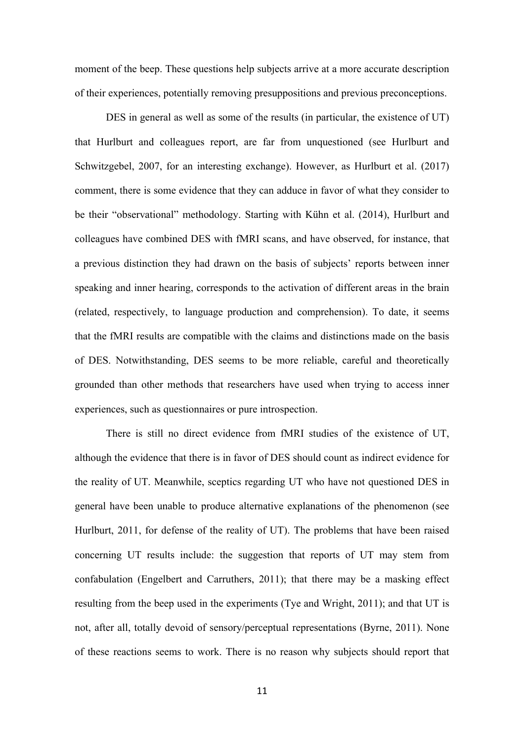moment of the beep. These questions help subjects arrive at a more accurate description of their experiences, potentially removing presuppositions and previous preconceptions.

DES in general as well as some of the results (in particular, the existence of UT) that Hurlburt and colleagues report, are far from unquestioned (see Hurlburt and Schwitzgebel, 2007, for an interesting exchange). However, as Hurlburt et al. (2017) comment, there is some evidence that they can adduce in favor of what they consider to be their "observational" methodology. Starting with Kühn et al. (2014), Hurlburt and colleagues have combined DES with fMRI scans, and have observed, for instance, that a previous distinction they had drawn on the basis of subjects' reports between inner speaking and inner hearing, corresponds to the activation of different areas in the brain (related, respectively, to language production and comprehension). To date, it seems that the fMRI results are compatible with the claims and distinctions made on the basis of DES. Notwithstanding, DES seems to be more reliable, careful and theoretically grounded than other methods that researchers have used when trying to access inner experiences, such as questionnaires or pure introspection.

There is still no direct evidence from fMRI studies of the existence of UT, although the evidence that there is in favor of DES should count as indirect evidence for the reality of UT. Meanwhile, sceptics regarding UT who have not questioned DES in general have been unable to produce alternative explanations of the phenomenon (see Hurlburt, 2011, for defense of the reality of UT). The problems that have been raised concerning UT results include: the suggestion that reports of UT may stem from confabulation (Engelbert and Carruthers, 2011); that there may be a masking effect resulting from the beep used in the experiments (Tye and Wright, 2011); and that UT is not, after all, totally devoid of sensory/perceptual representations (Byrne, 2011). None of these reactions seems to work. There is no reason why subjects should report that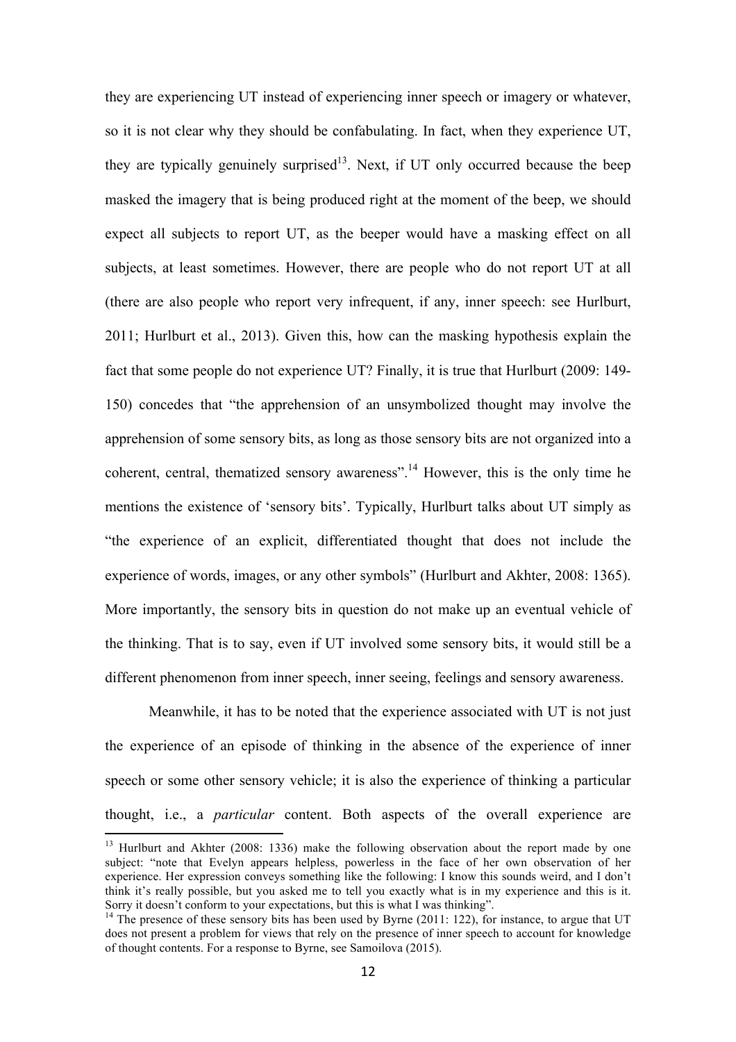they are experiencing UT instead of experiencing inner speech or imagery or whatever, so it is not clear why they should be confabulating. In fact, when they experience UT, they are typically genuinely surprised[13]. Next, if UT only occurred because the beep masked the imagery that is being produced right at the moment of the beep, we should expect all subjects to report UT, as the beeper would have a masking effect on all subjects, at least sometimes. However, there are people who do not report UT at all (there are also people who report very infrequent, if any, inner speech: see Hurlburt, 2011; Hurlburt et al., 2013). Given this, how can the masking hypothesis explain the fact that some people do not experience UT? Finally, it is true that Hurlburt (2009: 149-150) concedes that "the apprehension of an unsymbolized thought may involve the apprehension of some sensory bits, as long as those sensory bits are not organized into a coherent, central, thematized sensory awareness".[14] However, this is the only time he mentions the existence of 'sensory bits'. Typically, Hurlburt talks about UT simply as "the experience of an explicit, differentiated thought that does not include the experience of words, images, or any other symbols" (Hurlburt and Akhter, 2008: 1365). More importantly, the sensory bits in question do not make up an eventual vehicle of the thinking. That is to say, even if UT involved some sensory bits, it would still be a different phenomenon from inner speech, inner seeing, feelings and sensory awareness.

Meanwhile, it has to be noted that the experience associated with UT is not just the experience of an episode of thinking in the absence of the experience of inner speech or some other sensory vehicle; it is also the experience of thinking a particular thought, i.e., a *particular* content. Both aspects of the overall experience are

---

[13] Hurlburt and Akhter (2008: 1336) make the following observation about the report made by one subject: "note that Evelyn appears helpless, powerless in the face of her own observation of her experience. Her expression conveys something like the following: I know this sounds weird, and I don't think it's really possible, but you asked me to tell you exactly what is in my experience and this is it. Sorry it doesn't conform to your expectations, but this is what I was thinking".

[14] The presence of these sensory bits has been used by Byrne (2011: 122), for instance, to argue that UT does not present a problem for views that rely on the presence of inner speech to account for knowledge of thought contents. For a response to Byrne, see Samoilova (2015).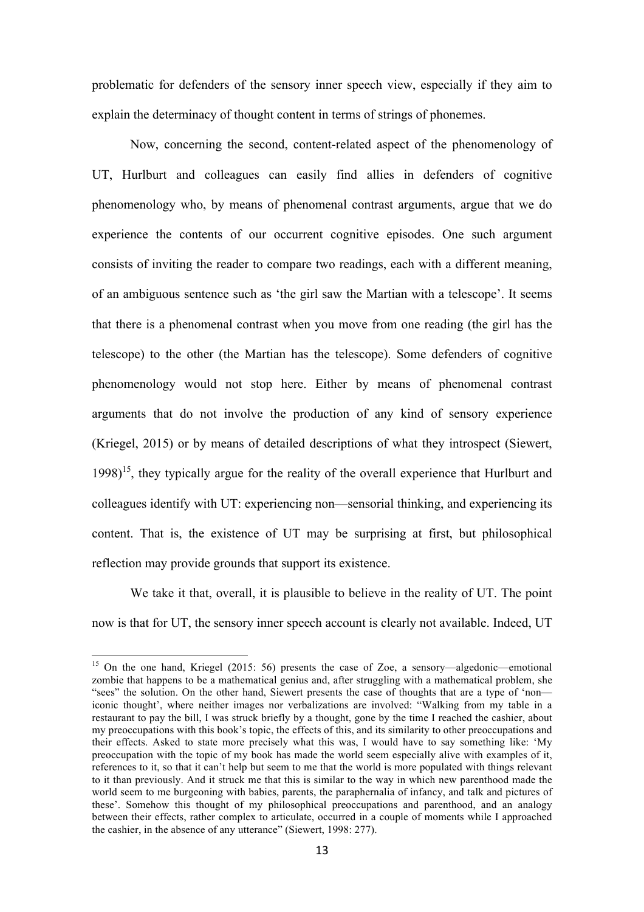problematic for defenders of the sensory inner speech view, especially if they aim to explain the determinacy of thought content in terms of strings of phonemes.

Now, concerning the second, content-related aspect of the phenomenology of UT, Hurlburt and colleagues can easily find allies in defenders of cognitive phenomenology who, by means of phenomenal contrast arguments, argue that we do experience the contents of our occurrent cognitive episodes. One such argument consists of inviting the reader to compare two readings, each with a different meaning, of an ambiguous sentence such as 'the girl saw the Martian with a telescope'. It seems that there is a phenomenal contrast when you move from one reading (the girl has the telescope) to the other (the Martian has the telescope). Some defenders of cognitive phenomenology would not stop here. Either by means of phenomenal contrast arguments that do not involve the production of any kind of sensory experience (Kriegel, 2015) or by means of detailed descriptions of what they introspect (Siewert, 1998)[15], they typically argue for the reality of the overall experience that Hurlburt and colleagues identify with UT: experiencing non—sensorial thinking, and experiencing its content. That is, the existence of UT may be surprising at first, but philosophical reflection may provide grounds that support its existence.

We take it that, overall, it is plausible to believe in the reality of UT. The point now is that for UT, the sensory inner speech account is clearly not available. Indeed, UT

---

[15] On the one hand, Kriegel (2015: 56) presents the case of Zoe, a sensory—algedonic—emotional zombie that happens to be a mathematical genius and, after struggling with a mathematical problem, she "sees" the solution. On the other hand, Siewert presents the case of thoughts that are a type of 'non—iconic thought', where neither images nor verbalizations are involved: "Walking from my table in a restaurant to pay the bill, I was struck briefly by a thought, gone by the time I reached the cashier, about my preoccupations with this book's topic, the effects of this, and its similarity to other preoccupations and their effects. Asked to state more precisely what this was, I would have to say something like: 'My preoccupation with the topic of my book has made the world seem especially alive with examples of it, references to it, so that it can't help but seem to me that the world is more populated with things relevant to it than previously. And it struck me that this is similar to the way in which new parenthood made the world seem to me burgeoning with babies, parents, the paraphernalia of infancy, and talk and pictures of these'. Somehow this thought of my philosophical preoccupations and parenthood, and an analogy between their effects, rather complex to articulate, occurred in a couple of moments while I approached the cashier, in the absence of any utterance" (Siewert, 1998: 277).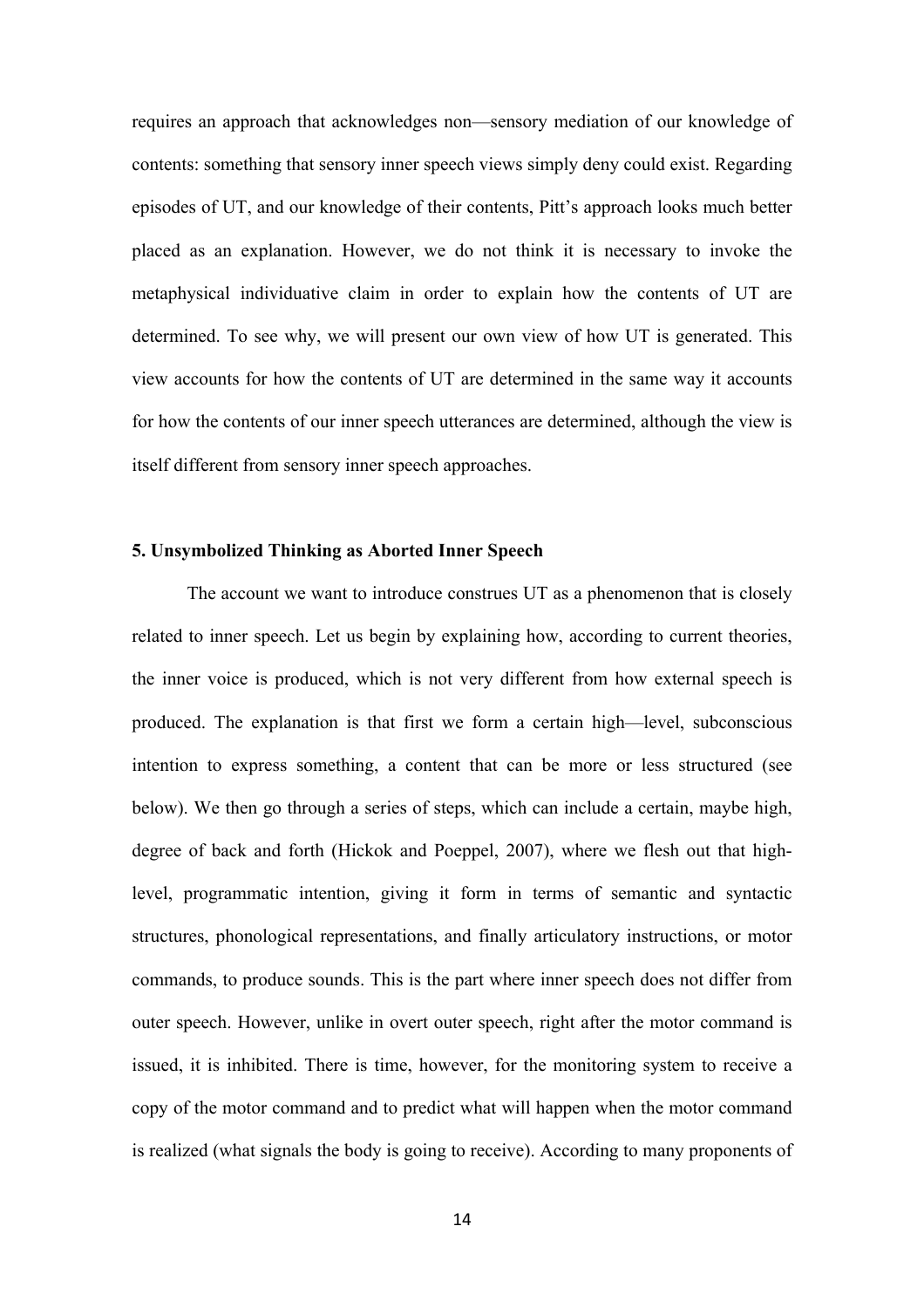requires an approach that acknowledges non—sensory mediation of our knowledge of contents: something that sensory inner speech views simply deny could exist. Regarding episodes of UT, and our knowledge of their contents, Pitt's approach looks much better placed as an explanation. However, we do not think it is necessary to invoke the metaphysical individuative claim in order to explain how the contents of UT are determined. To see why, we will present our own view of how UT is generated. This view accounts for how the contents of UT are determined in the same way it accounts for how the contents of our inner speech utterances are determined, although the view is itself different from sensory inner speech approaches.

### 5. Unsymbolized Thinking as Aborted Inner Speech

The account we want to introduce construes UT as a phenomenon that is closely related to inner speech. Let us begin by explaining how, according to current theories, the inner voice is produced, which is not very different from how external speech is produced. The explanation is that first we form a certain high—level, subconscious intention to express something, a content that can be more or less structured (see below). We then go through a series of steps, which can include a certain, maybe high, degree of back and forth (Hickok and Poeppel, 2007), where we flesh out that high-level, programmatic intention, giving it form in terms of semantic and syntactic structures, phonological representations, and finally articulatory instructions, or motor commands, to produce sounds. This is the part where inner speech does not differ from outer speech. However, unlike in overt outer speech, right after the motor command is issued, it is inhibited. There is time, however, for the monitoring system to receive a copy of the motor command and to predict what will happen when the motor command is realized (what signals the body is going to receive). According to many proponents of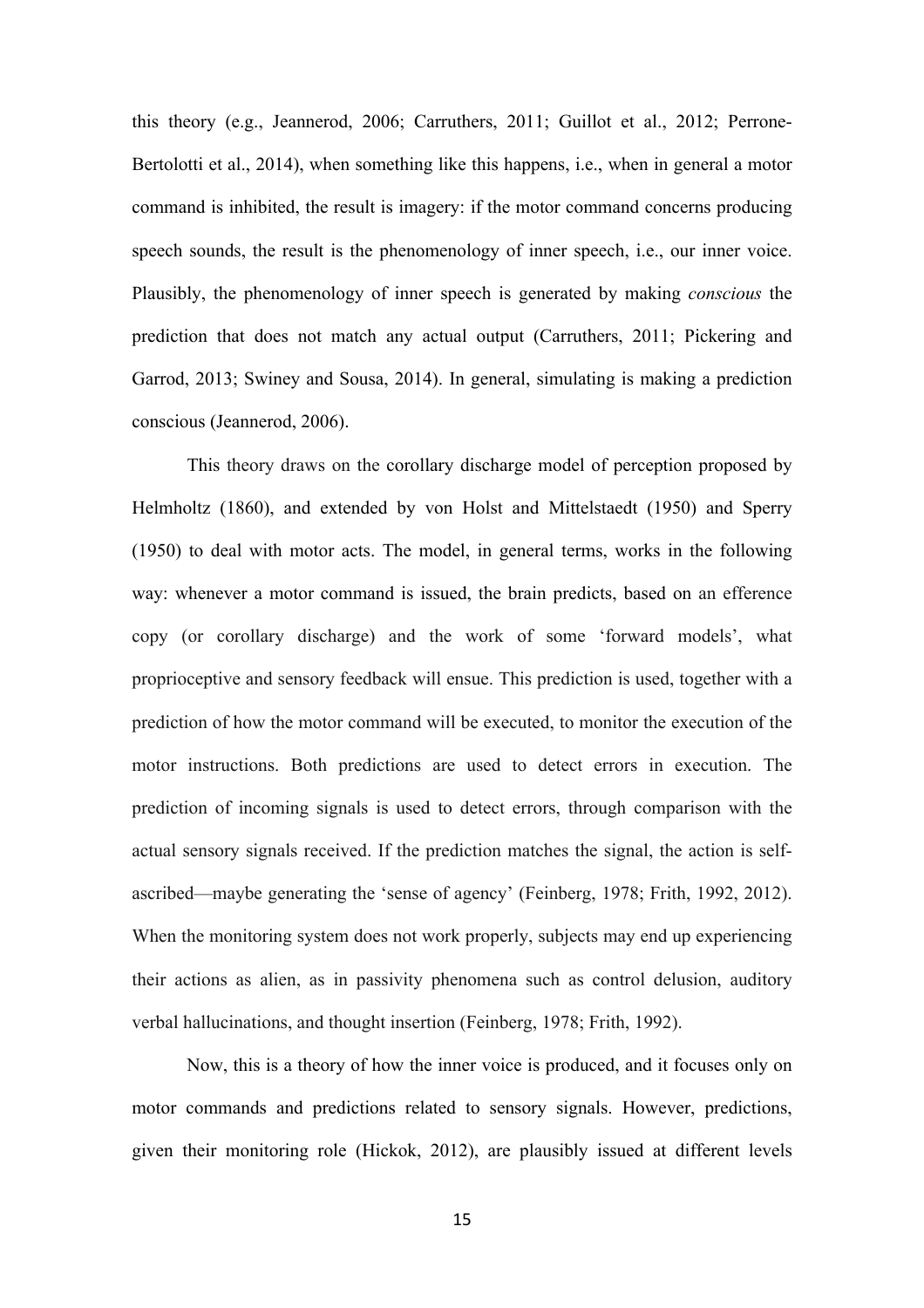this theory (e.g., Jeannerod, 2006; Carruthers, 2011; Guillot et al., 2012; Perrone-Bertolotti et al., 2014), when something like this happens, i.e., when in general a motor command is inhibited, the result is imagery: if the motor command concerns producing speech sounds, the result is the phenomenology of inner speech, i.e., our inner voice. Plausibly, the phenomenology of inner speech is generated by making *conscious* the prediction that does not match any actual output (Carruthers, 2011; Pickering and Garrod, 2013; Swiney and Sousa, 2014). In general, simulating is making a prediction conscious (Jeannerod, 2006).

This theory draws on the corollary discharge model of perception proposed by Helmholtz (1860), and extended by von Holst and Mittelstaedt (1950) and Sperry (1950) to deal with motor acts. The model, in general terms, works in the following way: whenever a motor command is issued, the brain predicts, based on an efference copy (or corollary discharge) and the work of some 'forward models', what proprioceptive and sensory feedback will ensue. This prediction is used, together with a prediction of how the motor command will be executed, to monitor the execution of the motor instructions. Both predictions are used to detect errors in execution. The prediction of incoming signals is used to detect errors, through comparison with the actual sensory signals received. If the prediction matches the signal, the action is self-ascribed—maybe generating the 'sense of agency' (Feinberg, 1978; Frith, 1992, 2012). When the monitoring system does not work properly, subjects may end up experiencing their actions as alien, as in passivity phenomena such as control delusion, auditory verbal hallucinations, and thought insertion (Feinberg, 1978; Frith, 1992).

Now, this is a theory of how the inner voice is produced, and it focuses only on motor commands and predictions related to sensory signals. However, predictions, given their monitoring role (Hickok, 2012), are plausibly issued at different levels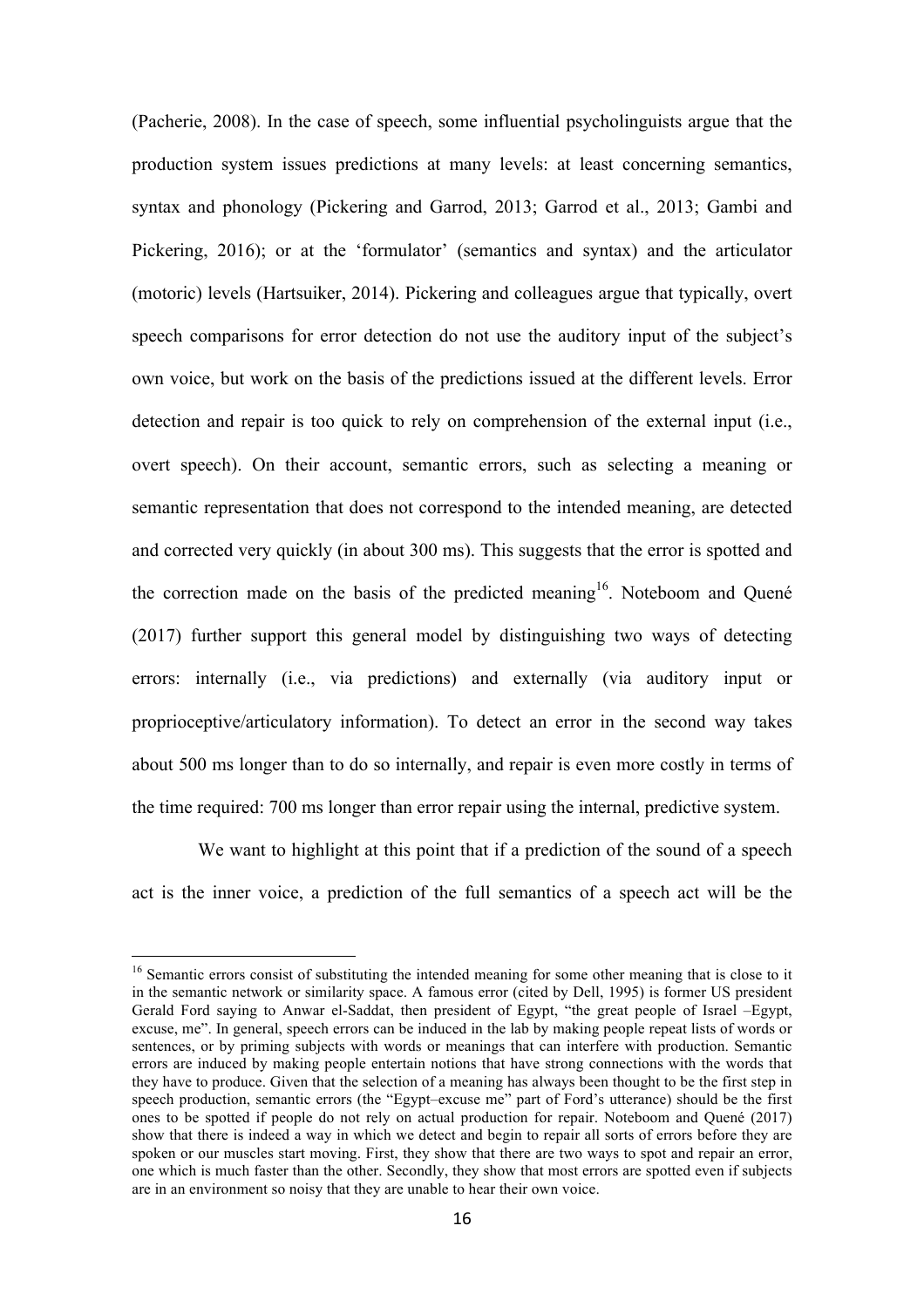(Pacherie, 2008). In the case of speech, some influential psycholinguists argue that the production system issues predictions at many levels: at least concerning semantics, syntax and phonology (Pickering and Garrod, 2013; Garrod et al., 2013; Gambi and Pickering, 2016); or at the 'formulator' (semantics and syntax) and the articulator (motoric) levels (Hartsuiker, 2014). Pickering and colleagues argue that typically, overt speech comparisons for error detection do not use the auditory input of the subject's own voice, but work on the basis of the predictions issued at the different levels. Error detection and repair is too quick to rely on comprehension of the external input (i.e., overt speech). On their account, semantic errors, such as selecting a meaning or semantic representation that does not correspond to the intended meaning, are detected and corrected very quickly (in about 300 ms). This suggests that the error is spotted and the correction made on the basis of the predicted meaning[16]. Noteboom and Quené (2017) further support this general model by distinguishing two ways of detecting errors: internally (i.e., via predictions) and externally (via auditory input or proprioceptive/articulatory information). To detect an error in the second way takes about 500 ms longer than to do so internally, and repair is even more costly in terms of the time required: 700 ms longer than error repair using the internal, predictive system.

We want to highlight at this point that if a prediction of the sound of a speech act is the inner voice, a prediction of the full semantics of a speech act will be the

---

[16] Semantic errors consist of substituting the intended meaning for some other meaning that is close to it in the semantic network or similarity space. A famous error (cited by Dell, 1995) is former US president Gerald Ford saying to Anwar el-Saddat, then president of Egypt, "the great people of Israel –Egypt, excuse, me". In general, speech errors can be induced in the lab by making people repeat lists of words or sentences, or by priming subjects with words or meanings that can interfere with production. Semantic errors are induced by making people entertain notions that have strong connections with the words that they have to produce. Given that the selection of a meaning has always been thought to be the first step in speech production, semantic errors (the "Egypt–excuse me" part of Ford's utterance) should be the first ones to be spotted if people do not rely on actual production for repair. Noteboom and Quené (2017) show that there is indeed a way in which we detect and begin to repair all sorts of errors before they are spoken or our muscles start moving. First, they show that there are two ways to spot and repair an error, one which is much faster than the other. Secondly, they show that most errors are spotted even if subjects are in an environment so noisy that they are unable to hear their own voice.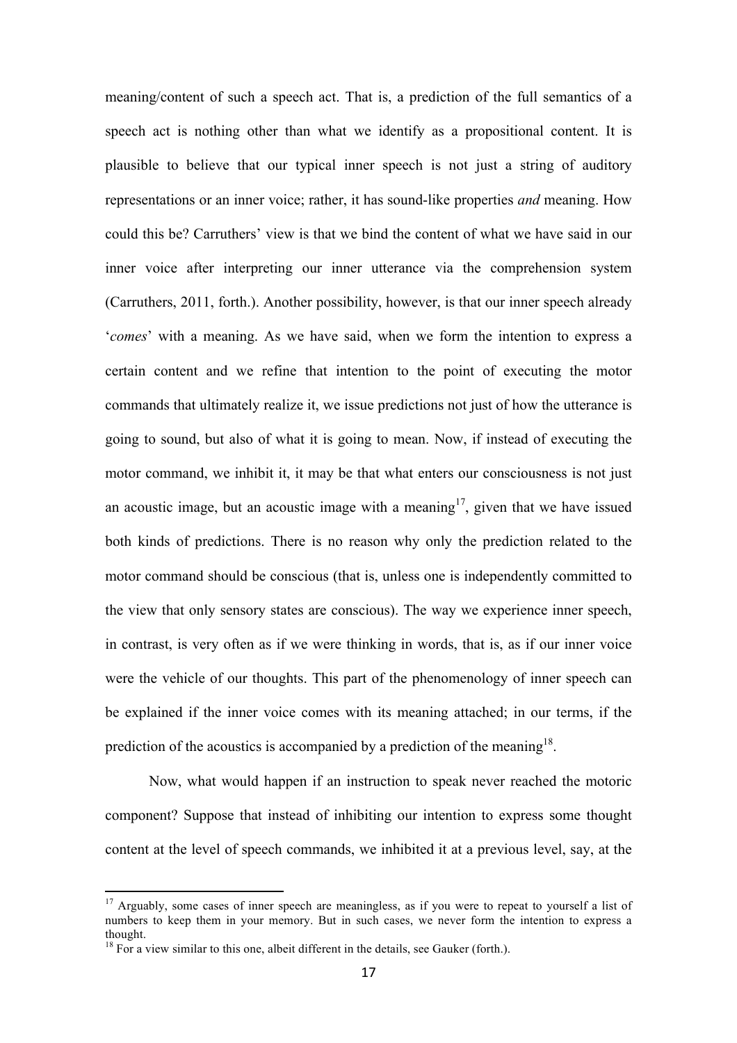meaning/content of such a speech act. That is, a prediction of the full semantics of a speech act is nothing other than what we identify as a propositional content. It is plausible to believe that our typical inner speech is not just a string of auditory representations or an inner voice; rather, it has sound-like properties *and* meaning. How could this be? Carruthers' view is that we bind the content of what we have said in our inner voice after interpreting our inner utterance via the comprehension system (Carruthers, 2011, forth.). Another possibility, however, is that our inner speech already '*comes*' with a meaning. As we have said, when we form the intention to express a certain content and we refine that intention to the point of executing the motor commands that ultimately realize it, we issue predictions not just of how the utterance is going to sound, but also of what it is going to mean. Now, if instead of executing the motor command, we inhibit it, it may be that what enters our consciousness is not just an acoustic image, but an acoustic image with a meaning[17], given that we have issued both kinds of predictions. There is no reason why only the prediction related to the motor command should be conscious (that is, unless one is independently committed to the view that only sensory states are conscious). The way we experience inner speech, in contrast, is very often as if we were thinking in words, that is, as if our inner voice were the vehicle of our thoughts. This part of the phenomenology of inner speech can be explained if the inner voice comes with its meaning attached; in our terms, if the prediction of the acoustics is accompanied by a prediction of the meaning[18].

Now, what would happen if an instruction to speak never reached the motoric component? Suppose that instead of inhibiting our intention to express some thought content at the level of speech commands, we inhibited it at a previous level, say, at the

---

[17] Arguably, some cases of inner speech are meaningless, as if you were to repeat to yourself a list of numbers to keep them in your memory. But in such cases, we never form the intention to express a thought.

[18] For a view similar to this one, albeit different in the details, see Gauker (forth.).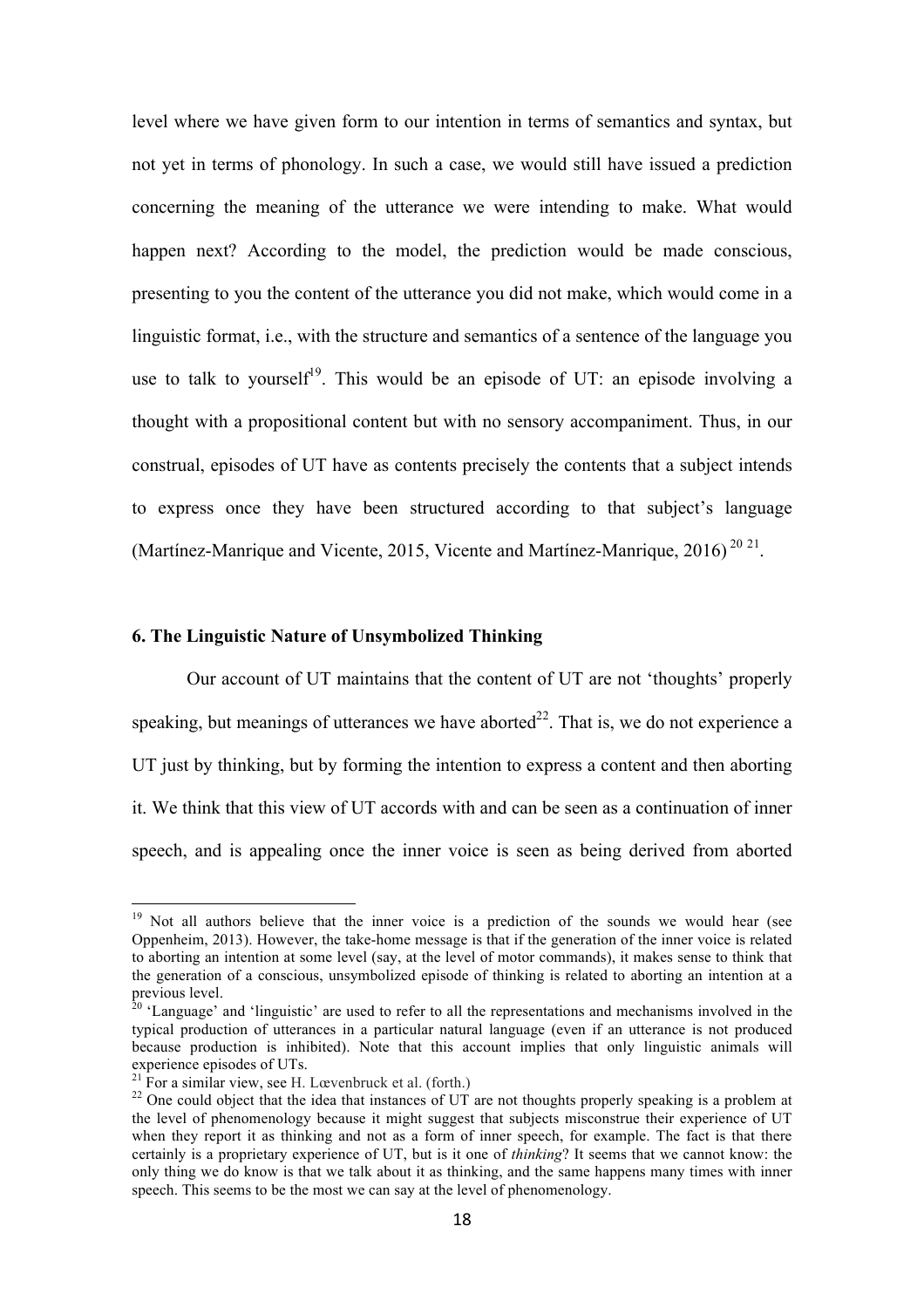level where we have given form to our intention in terms of semantics and syntax, but not yet in terms of phonology. In such a case, we would still have issued a prediction concerning the meaning of the utterance we were intending to make. What would happen next? According to the model, the prediction would be made conscious, presenting to you the content of the utterance you did not make, which would come in a linguistic format, i.e., with the structure and semantics of a sentence of the language you use to talk to yourself[19]. This would be an episode of UT: an episode involving a thought with a propositional content but with no sensory accompaniment. Thus, in our construal, episodes of UT have as contents precisely the contents that a subject intends to express once they have been structured according to that subject's language (Martínez-Manrique and Vicente, 2015, Vicente and Martínez-Manrique, 2016) [20] [21].

### 6. The Linguistic Nature of Unsymbolized Thinking

Our account of UT maintains that the content of UT are not 'thoughts' properly speaking, but meanings of utterances we have aborted[22]. That is, we do not experience a UT just by thinking, but by forming the intention to express a content and then aborting it. We think that this view of UT accords with and can be seen as a continuation of inner speech, and is appealing once the inner voice is seen as being derived from aborted

---

[19] Not all authors believe that the inner voice is a prediction of the sounds we would hear (see Oppenheim, 2013). However, the take-home message is that if the generation of the inner voice is related to aborting an intention at some level (say, at the level of motor commands), it makes sense to think that the generation of a conscious, unsymbolized episode of thinking is related to aborting an intention at a previous level.

[20] 'Language' and 'linguistic' are used to refer to all the representations and mechanisms involved in the typical production of utterances in a particular natural language (even if an utterance is not produced because production is inhibited). Note that this account implies that only linguistic animals will experience episodes of UTs.

[21] For a similar view, see H. Lœvenbruck et al. (forth.)

[22] One could object that the idea that instances of UT are not thoughts properly speaking is a problem at the level of phenomenology because it might suggest that subjects misconstrue their experience of UT when they report it as thinking and not as a form of inner speech, for example. The fact is that there certainly is a proprietary experience of UT, but is it one of *thinking*? It seems that we cannot know: the only thing we do know is that we talk about it as thinking, and the same happens many times with inner speech. This seems to be the most we can say at the level of phenomenology.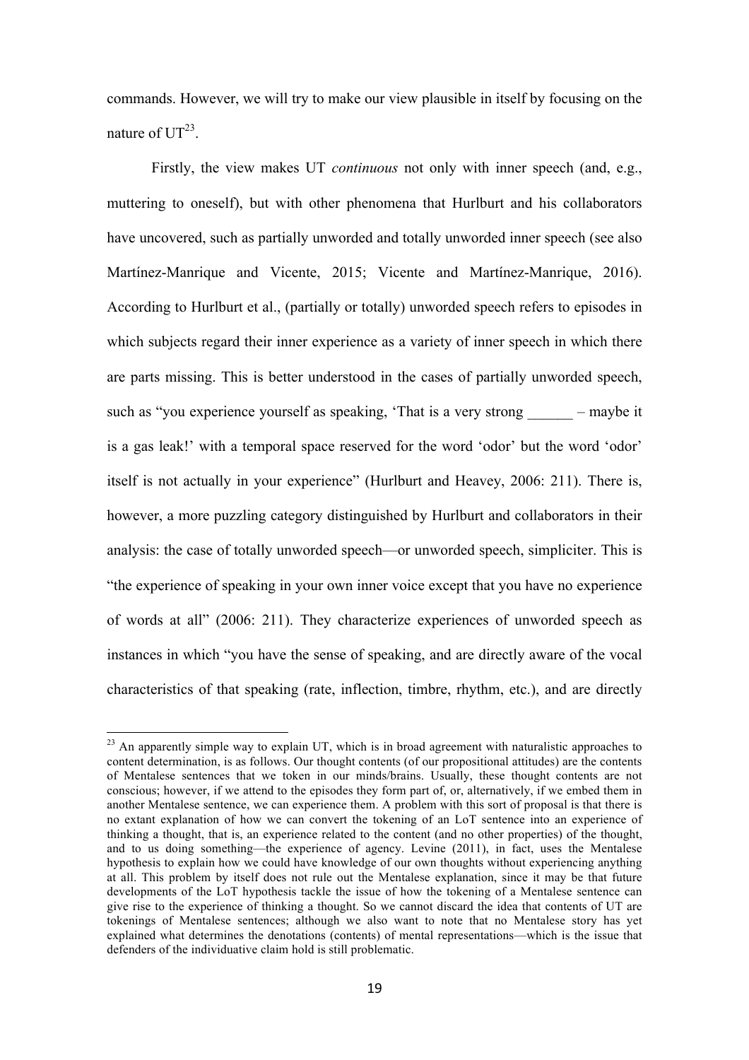commands. However, we will try to make our view plausible in itself by focusing on the nature of UT[23].

Firstly, the view makes UT *continuous* not only with inner speech (and, e.g., muttering to oneself), but with other phenomena that Hurlburt and his collaborators have uncovered, such as partially unworded and totally unworded inner speech (see also Martínez-Manrique and Vicente, 2015; Vicente and Martínez-Manrique, 2016). According to Hurlburt et al., (partially or totally) unworded speech refers to episodes in which subjects regard their inner experience as a variety of inner speech in which there are parts missing. This is better understood in the cases of partially unworded speech, such as "you experience yourself as speaking, 'That is a very strong ______ – maybe it is a gas leak!' with a temporal space reserved for the word 'odor' but the word 'odor' itself is not actually in your experience" (Hurlburt and Heavey, 2006: 211). There is, however, a more puzzling category distinguished by Hurlburt and collaborators in their analysis: the case of totally unworded speech—or unworded speech, simpliciter. This is "the experience of speaking in your own inner voice except that you have no experience of words at all" (2006: 211). They characterize experiences of unworded speech as instances in which "you have the sense of speaking, and are directly aware of the vocal characteristics of that speaking (rate, inflection, timbre, rhythm, etc.), and are directly

[23] An apparently simple way to explain UT, which is in broad agreement with naturalistic approaches to content determination, is as follows. Our thought contents (of our propositional attitudes) are the contents of Mentalese sentences that we token in our minds/brains. Usually, these thought contents are not conscious; however, if we attend to the episodes they form part of, or, alternatively, if we embed them in another Mentalese sentence, we can experience them. A problem with this sort of proposal is that there is no extant explanation of how we can convert the tokening of an LoT sentence into an experience of thinking a thought, that is, an experience related to the content (and no other properties) of the thought, and to us doing something—the experience of agency. Levine (2011), in fact, uses the Mentalese hypothesis to explain how we could have knowledge of our own thoughts without experiencing anything at all. This problem by itself does not rule out the Mentalese explanation, since it may be that future developments of the LoT hypothesis tackle the issue of how the tokening of a Mentalese sentence can give rise to the experience of thinking a thought. So we cannot discard the idea that contents of UT are tokenings of Mentalese sentences; although we also want to note that no Mentalese story has yet explained what determines the denotations (contents) of mental representations—which is the issue that defenders of the individuative claim hold is still problematic.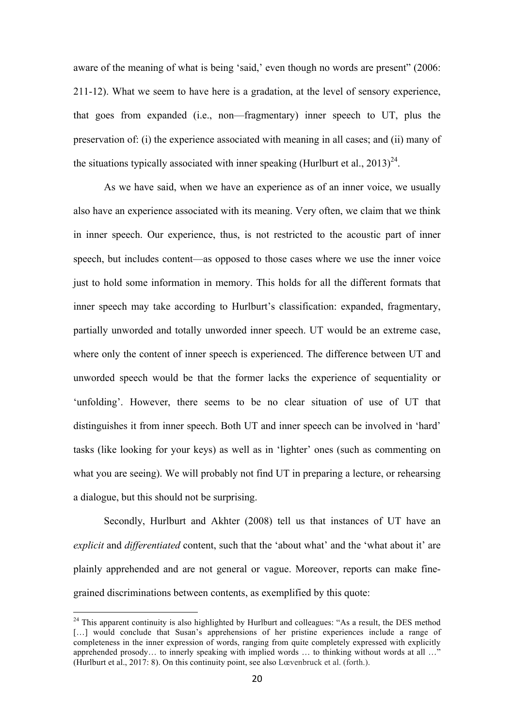aware of the meaning of what is being 'said,' even though no words are present" (2006: 211-12). What we seem to have here is a gradation, at the level of sensory experience, that goes from expanded (i.e., non—fragmentary) inner speech to UT, plus the preservation of: (i) the experience associated with meaning in all cases; and (ii) many of the situations typically associated with inner speaking (Hurlburt et al., 2013)[24].

As we have said, when we have an experience as of an inner voice, we usually also have an experience associated with its meaning. Very often, we claim that we think in inner speech. Our experience, thus, is not restricted to the acoustic part of inner speech, but includes content—as opposed to those cases where we use the inner voice just to hold some information in memory. This holds for all the different formats that inner speech may take according to Hurlburt's classification: expanded, fragmentary, partially unworded and totally unworded inner speech. UT would be an extreme case, where only the content of inner speech is experienced. The difference between UT and unworded speech would be that the former lacks the experience of sequentiality or 'unfolding'. However, there seems to be no clear situation of use of UT that distinguishes it from inner speech. Both UT and inner speech can be involved in 'hard' tasks (like looking for your keys) as well as in 'lighter' ones (such as commenting on what you are seeing). We will probably not find UT in preparing a lecture, or rehearsing a dialogue, but this should not be surprising.

Secondly, Hurlburt and Akhter (2008) tell us that instances of UT have an *explicit* and *differentiated* content, such that the 'about what' and the 'what about it' are plainly apprehended and are not general or vague. Moreover, reports can make fine-grained discriminations between contents, as exemplified by this quote:

---

[24] This apparent continuity is also highlighted by Hurlburt and colleagues: "As a result, the DES method […] would conclude that Susan's apprehensions of her pristine experiences include a range of completeness in the inner expression of words, ranging from quite completely expressed with explicitly apprehended prosody… to innerly speaking with implied words … to thinking without words at all …" (Hurlburt et al., 2017: 8). On this continuity point, see also Lœvenbruck et al. (forth.).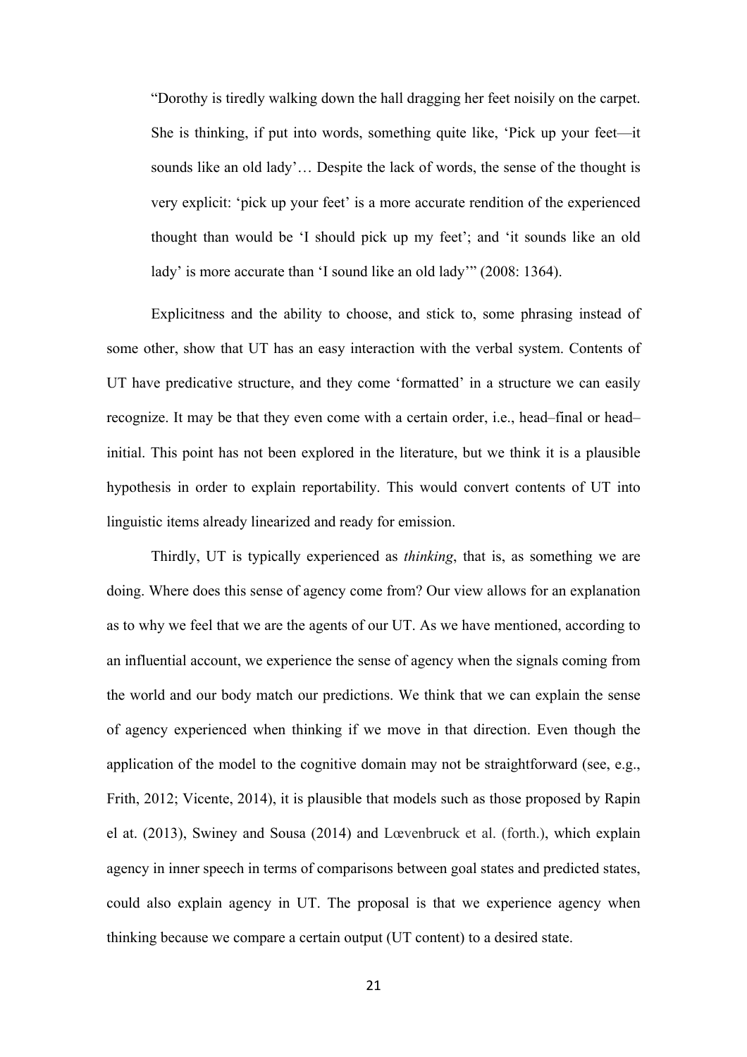> "Dorothy is tiredly walking down the hall dragging her feet noisily on the carpet. She is thinking, if put into words, something quite like, 'Pick up your feet—it sounds like an old lady'… Despite the lack of words, the sense of the thought is very explicit: 'pick up your feet' is a more accurate rendition of the experienced thought than would be 'I should pick up my feet'; and 'it sounds like an old lady' is more accurate than 'I sound like an old lady'" (2008: 1364).

Explicitness and the ability to choose, and stick to, some phrasing instead of some other, show that UT has an easy interaction with the verbal system. Contents of UT have predicative structure, and they come 'formatted' in a structure we can easily recognize. It may be that they even come with a certain order, i.e., head–final or head–initial. This point has not been explored in the literature, but we think it is a plausible hypothesis in order to explain reportability. This would convert contents of UT into linguistic items already linearized and ready for emission.

Thirdly, UT is typically experienced as *thinking*, that is, as something we are doing. Where does this sense of agency come from? Our view allows for an explanation as to why we feel that we are the agents of our UT. As we have mentioned, according to an influential account, we experience the sense of agency when the signals coming from the world and our body match our predictions. We think that we can explain the sense of agency experienced when thinking if we move in that direction. Even though the application of the model to the cognitive domain may not be straightforward (see, e.g., Frith, 2012; Vicente, 2014), it is plausible that models such as those proposed by Rapin el at. (2013), Swiney and Sousa (2014) and Lœvenbruck et al. (forth.), which explain agency in inner speech in terms of comparisons between goal states and predicted states, could also explain agency in UT. The proposal is that we experience agency when thinking because we compare a certain output (UT content) to a desired state.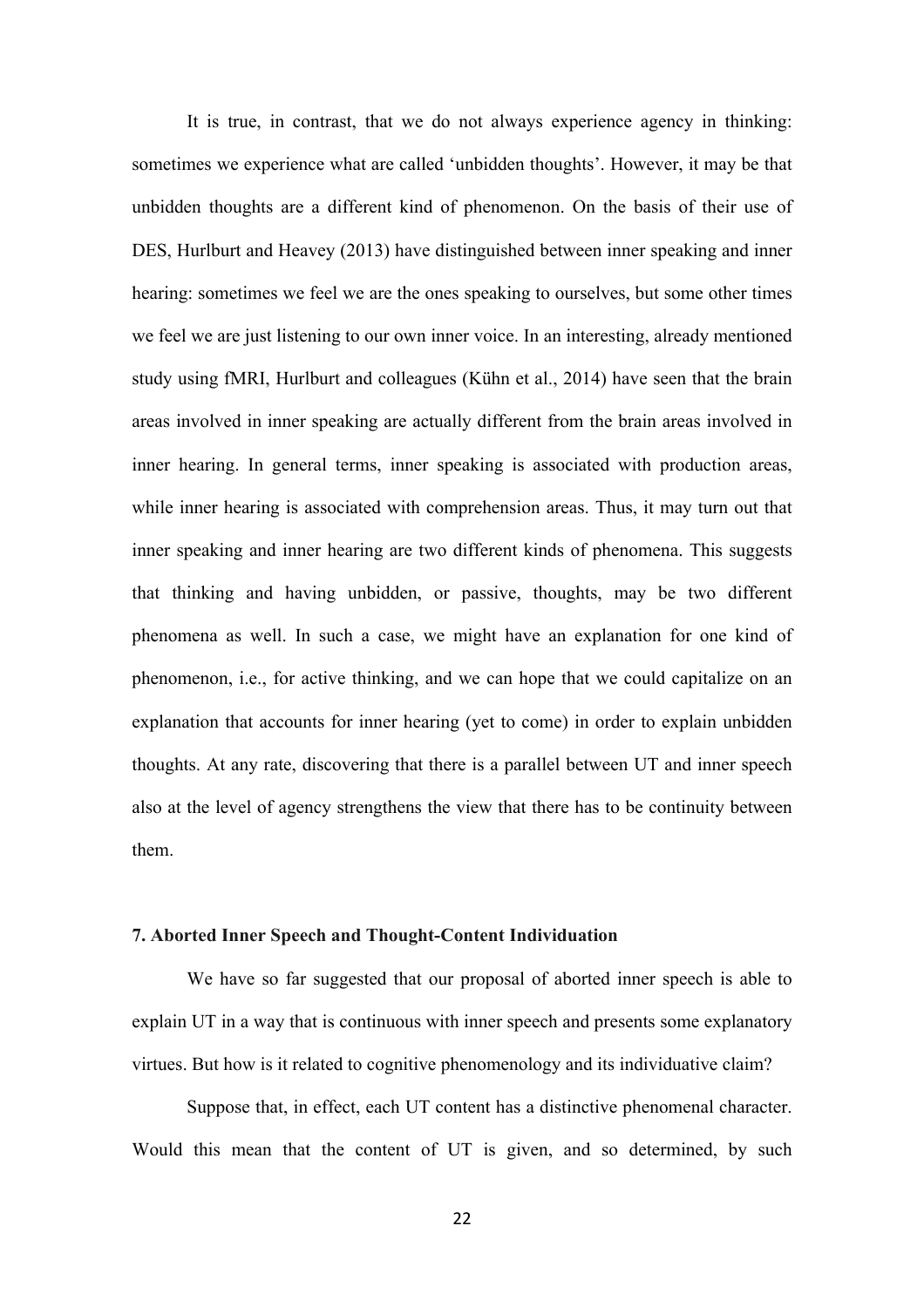It is true, in contrast, that we do not always experience agency in thinking: sometimes we experience what are called 'unbidden thoughts'. However, it may be that unbidden thoughts are a different kind of phenomenon. On the basis of their use of DES, Hurlburt and Heavey (2013) have distinguished between inner speaking and inner hearing: sometimes we feel we are the ones speaking to ourselves, but some other times we feel we are just listening to our own inner voice. In an interesting, already mentioned study using fMRI, Hurlburt and colleagues (Kühn et al., 2014) have seen that the brain areas involved in inner speaking are actually different from the brain areas involved in inner hearing. In general terms, inner speaking is associated with production areas, while inner hearing is associated with comprehension areas. Thus, it may turn out that inner speaking and inner hearing are two different kinds of phenomena. This suggests that thinking and having unbidden, or passive, thoughts, may be two different phenomena as well. In such a case, we might have an explanation for one kind of phenomenon, i.e., for active thinking, and we can hope that we could capitalize on an explanation that accounts for inner hearing (yet to come) in order to explain unbidden thoughts. At any rate, discovering that there is a parallel between UT and inner speech also at the level of agency strengthens the view that there has to be continuity between them.

### 7. Aborted Inner Speech and Thought-Content Individuation

We have so far suggested that our proposal of aborted inner speech is able to explain UT in a way that is continuous with inner speech and presents some explanatory virtues. But how is it related to cognitive phenomenology and its individuative claim?

Suppose that, in effect, each UT content has a distinctive phenomenal character. Would this mean that the content of UT is given, and so determined, by such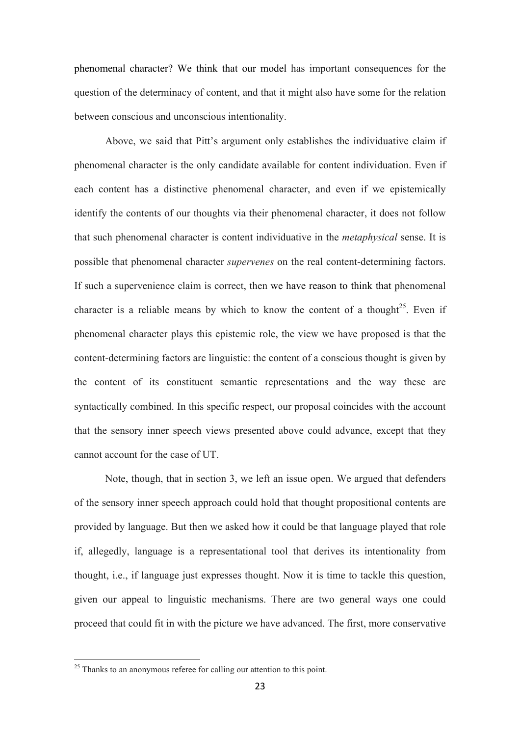phenomenal character? We think that our model has important consequences for the question of the determinacy of content, and that it might also have some for the relation between conscious and unconscious intentionality.

Above, we said that Pitt's argument only establishes the individuative claim if phenomenal character is the only candidate available for content individuation. Even if each content has a distinctive phenomenal character, and even if we epistemically identify the contents of our thoughts via their phenomenal character, it does not follow that such phenomenal character is content individuative in the *metaphysical* sense. It is possible that phenomenal character *supervenes* on the real content-determining factors. If such a supervenience claim is correct, then we have reason to think that phenomenal character is a reliable means by which to know the content of a thought[25]. Even if phenomenal character plays this epistemic role, the view we have proposed is that the content-determining factors are linguistic: the content of a conscious thought is given by the content of its constituent semantic representations and the way these are syntactically combined. In this specific respect, our proposal coincides with the account that the sensory inner speech views presented above could advance, except that they cannot account for the case of UT.

Note, though, that in section 3, we left an issue open. We argued that defenders of the sensory inner speech approach could hold that thought propositional contents are provided by language. But then we asked how it could be that language played that role if, allegedly, language is a representational tool that derives its intentionality from thought, i.e., if language just expresses thought. Now it is time to tackle this question, given our appeal to linguistic mechanisms. There are two general ways one could proceed that could fit in with the picture we have advanced. The first, more conservative

---

[25] Thanks to an anonymous referee for calling our attention to this point.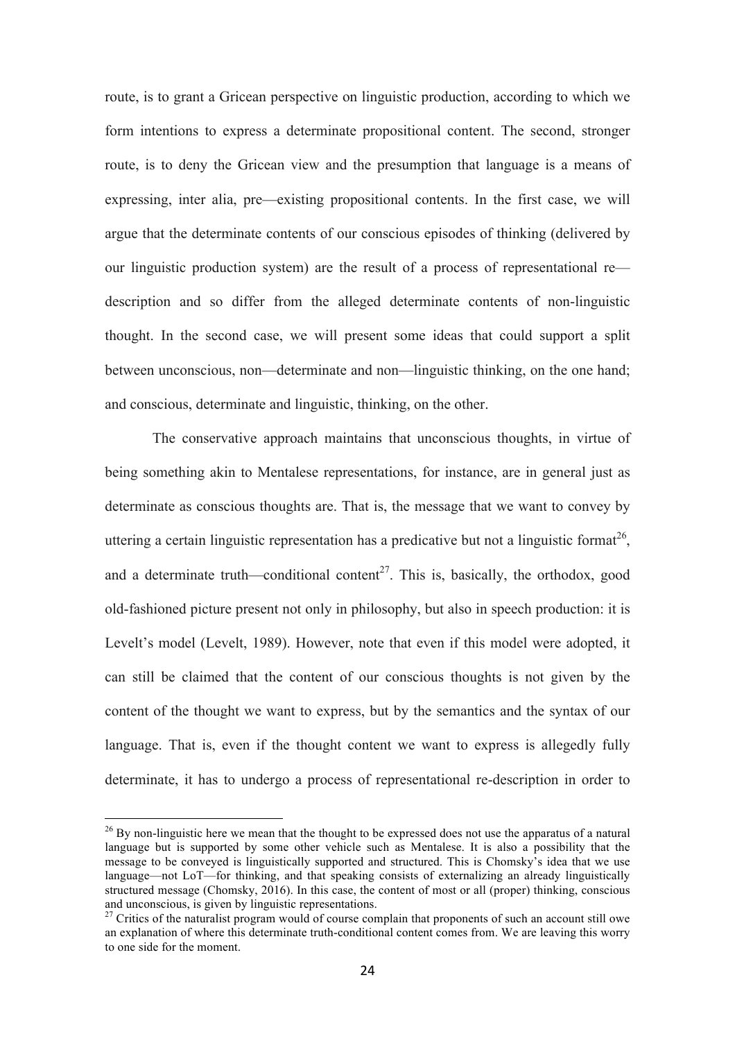route, is to grant a Gricean perspective on linguistic production, according to which we form intentions to express a determinate propositional content. The second, stronger route, is to deny the Gricean view and the presumption that language is a means of expressing, inter alia, pre—existing propositional contents. In the first case, we will argue that the determinate contents of our conscious episodes of thinking (delivered by our linguistic production system) are the result of a process of representational re—description and so differ from the alleged determinate contents of non-linguistic thought. In the second case, we will present some ideas that could support a split between unconscious, non—determinate and non—linguistic thinking, on the one hand; and conscious, determinate and linguistic, thinking, on the other.

The conservative approach maintains that unconscious thoughts, in virtue of being something akin to Mentalese representations, for instance, are in general just as determinate as conscious thoughts are. That is, the message that we want to convey by uttering a certain linguistic representation has a predicative but not a linguistic format[26], and a determinate truth—conditional content[27]. This is, basically, the orthodox, good old-fashioned picture present not only in philosophy, but also in speech production: it is Levelt's model (Levelt, 1989). However, note that even if this model were adopted, it can still be claimed that the content of our conscious thoughts is not given by the content of the thought we want to express, but by the semantics and the syntax of our language. That is, even if the thought content we want to express is allegedly fully determinate, it has to undergo a process of representational re-description in order to

[26] By non-linguistic here we mean that the thought to be expressed does not use the apparatus of a natural language but is supported by some other vehicle such as Mentalese. It is also a possibility that the message to be conveyed is linguistically supported and structured. This is Chomsky's idea that we use language—not LoT—for thinking, and that speaking consists of externalizing an already linguistically structured message (Chomsky, 2016). In this case, the content of most or all (proper) thinking, conscious and unconscious, is given by linguistic representations.

[27] Critics of the naturalist program would of course complain that proponents of such an account still owe an explanation of where this determinate truth-conditional content comes from. We are leaving this worry to one side for the moment.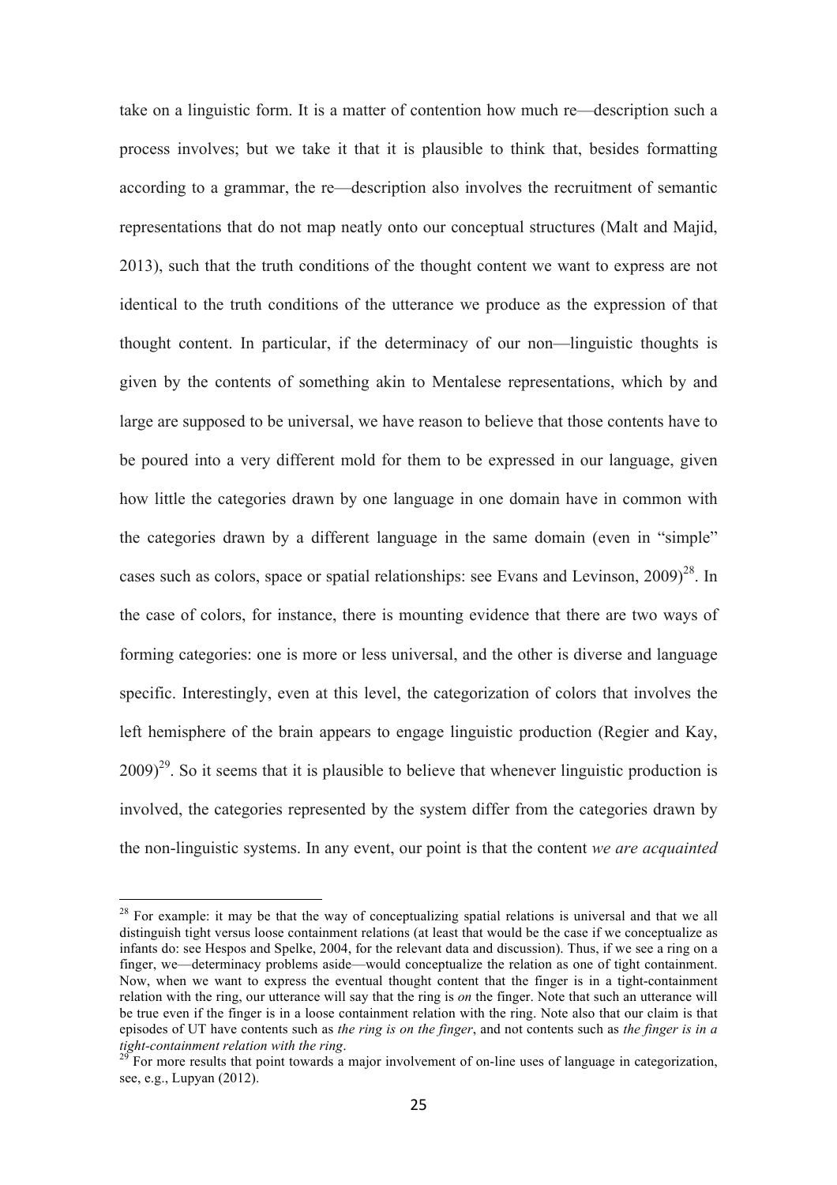take on a linguistic form. It is a matter of contention how much re—description such a process involves; but we take it that it is plausible to think that, besides formatting according to a grammar, the re—description also involves the recruitment of semantic representations that do not map neatly onto our conceptual structures (Malt and Majid, 2013), such that the truth conditions of the thought content we want to express are not identical to the truth conditions of the utterance we produce as the expression of that thought content. In particular, if the determinacy of our non—linguistic thoughts is given by the contents of something akin to Mentalese representations, which by and large are supposed to be universal, we have reason to believe that those contents have to be poured into a very different mold for them to be expressed in our language, given how little the categories drawn by one language in one domain have in common with the categories drawn by a different language in the same domain (even in "simple" cases such as colors, space or spatial relationships: see Evans and Levinson, 2009)[28]. In the case of colors, for instance, there is mounting evidence that there are two ways of forming categories: one is more or less universal, and the other is diverse and language specific. Interestingly, even at this level, the categorization of colors that involves the left hemisphere of the brain appears to engage linguistic production (Regier and Kay, 2009)[29]. So it seems that it is plausible to believe that whenever linguistic production is involved, the categories represented by the system differ from the categories drawn by the non-linguistic systems. In any event, our point is that the content *we are acquainted*

[28] For example: it may be that the way of conceptualizing spatial relations is universal and that we all distinguish tight versus loose containment relations (at least that would be the case if we conceptualize as infants do: see Hespos and Spelke, 2004, for the relevant data and discussion). Thus, if we see a ring on a finger, we—determinacy problems aside—would conceptualize the relation as one of tight containment. Now, when we want to express the eventual thought content that the finger is in a tight-containment relation with the ring, our utterance will say that the ring is *on* the finger. Note that such an utterance will be true even if the finger is in a loose containment relation with the ring. Note also that our claim is that episodes of UT have contents such as *the ring is on the finger*, and not contents such as *the finger is in a tight-containment relation with the ring*.

[29] For more results that point towards a major involvement of on-line uses of language in categorization, see, e.g., Lupyan (2012).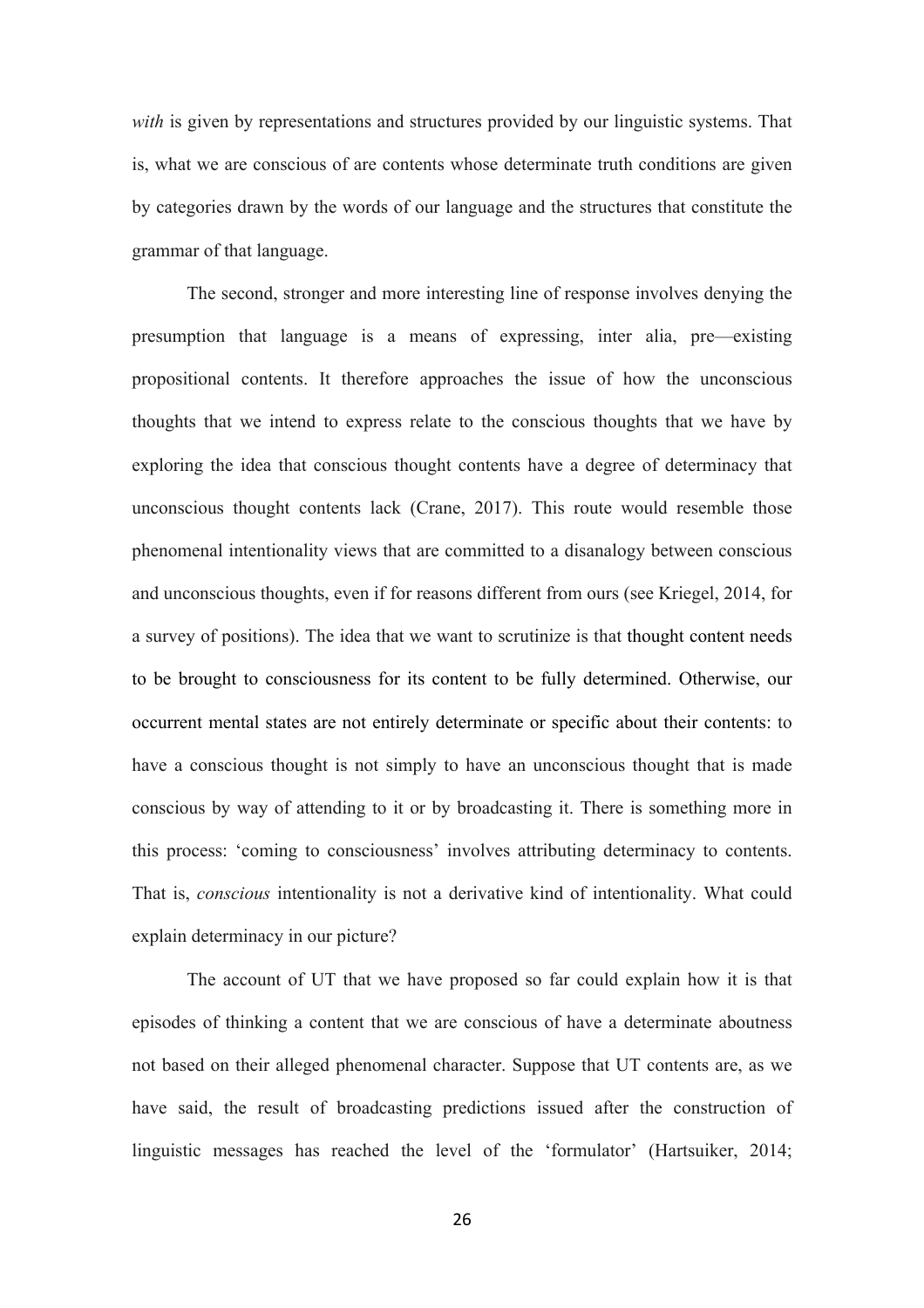*with* is given by representations and structures provided by our linguistic systems. That is, what we are conscious of are contents whose determinate truth conditions are given by categories drawn by the words of our language and the structures that constitute the grammar of that language.

The second, stronger and more interesting line of response involves denying the presumption that language is a means of expressing, inter alia, pre—existing propositional contents. It therefore approaches the issue of how the unconscious thoughts that we intend to express relate to the conscious thoughts that we have by exploring the idea that conscious thought contents have a degree of determinacy that unconscious thought contents lack (Crane, 2017). This route would resemble those phenomenal intentionality views that are committed to a disanalogy between conscious and unconscious thoughts, even if for reasons different from ours (see Kriegel, 2014, for a survey of positions). The idea that we want to scrutinize is that thought content needs to be brought to consciousness for its content to be fully determined. Otherwise, our occurrent mental states are not entirely determinate or specific about their contents: to have a conscious thought is not simply to have an unconscious thought that is made conscious by way of attending to it or by broadcasting it. There is something more in this process: 'coming to consciousness' involves attributing determinacy to contents. That is, *conscious* intentionality is not a derivative kind of intentionality. What could explain determinacy in our picture?

The account of UT that we have proposed so far could explain how it is that episodes of thinking a content that we are conscious of have a determinate aboutness not based on their alleged phenomenal character. Suppose that UT contents are, as we have said, the result of broadcasting predictions issued after the construction of linguistic messages has reached the level of the 'formulator' (Hartsuiker, 2014;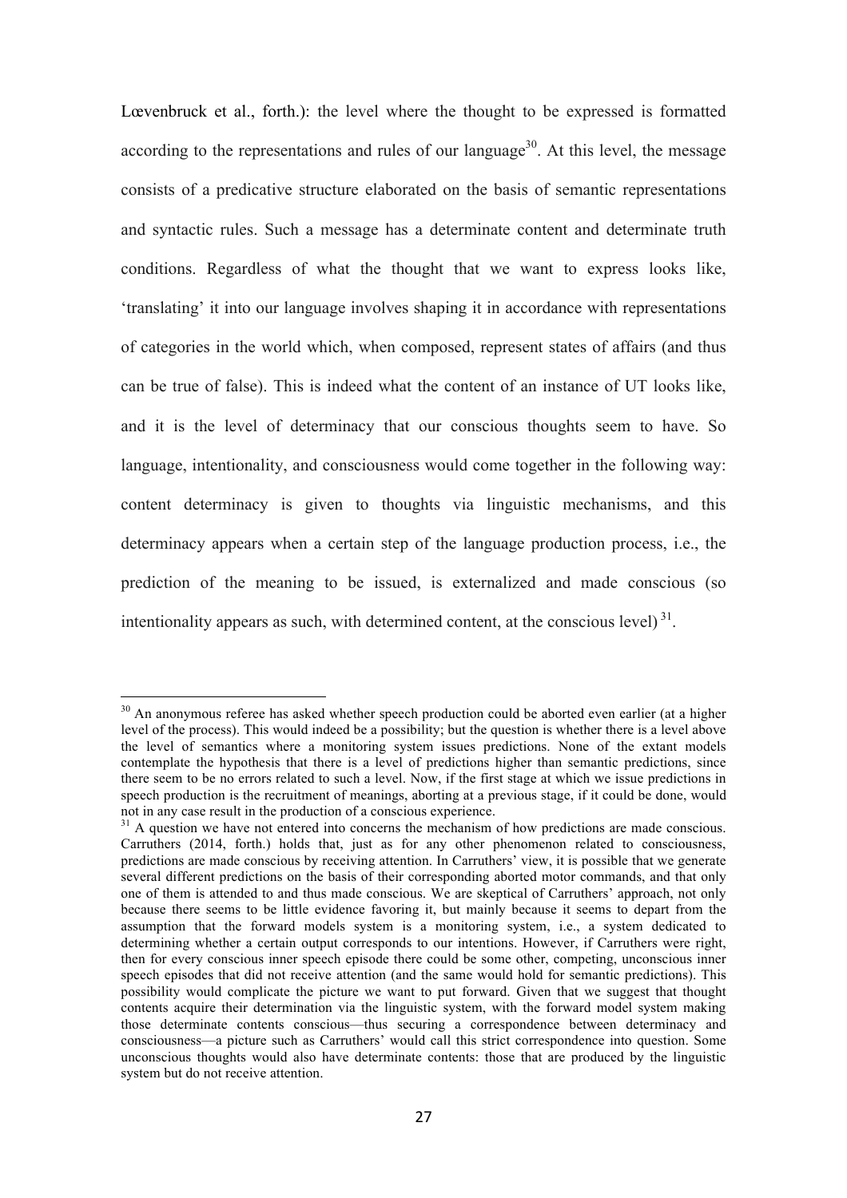Lœvenbruck et al., forth.): the level where the thought to be expressed is formatted according to the representations and rules of our language[30]. At this level, the message consists of a predicative structure elaborated on the basis of semantic representations and syntactic rules. Such a message has a determinate content and determinate truth conditions. Regardless of what the thought that we want to express looks like, 'translating' it into our language involves shaping it in accordance with representations of categories in the world which, when composed, represent states of affairs (and thus can be true of false). This is indeed what the content of an instance of UT looks like, and it is the level of determinacy that our conscious thoughts seem to have. So language, intentionality, and consciousness would come together in the following way: content determinacy is given to thoughts via linguistic mechanisms, and this determinacy appears when a certain step of the language production process, i.e., the prediction of the meaning to be issued, is externalized and made conscious (so intentionality appears as such, with determined content, at the conscious level)[31].

---

[30] An anonymous referee has asked whether speech production could be aborted even earlier (at a higher level of the process). This would indeed be a possibility; but the question is whether there is a level above the level of semantics where a monitoring system issues predictions. None of the extant models contemplate the hypothesis that there is a level of predictions higher than semantic predictions, since there seem to be no errors related to such a level. Now, if the first stage at which we issue predictions in speech production is the recruitment of meanings, aborting at a previous stage, if it could be done, would not in any case result in the production of a conscious experience.

[31] A question we have not entered into concerns the mechanism of how predictions are made conscious. Carruthers (2014, forth.) holds that, just as for any other phenomenon related to consciousness, predictions are made conscious by receiving attention. In Carruthers' view, it is possible that we generate several different predictions on the basis of their corresponding aborted motor commands, and that only one of them is attended to and thus made conscious. We are skeptical of Carruthers' approach, not only because there seems to be little evidence favoring it, but mainly because it seems to depart from the assumption that the forward models system is a monitoring system, i.e., a system dedicated to determining whether a certain output corresponds to our intentions. However, if Carruthers were right, then for every conscious inner speech episode there could be some other, competing, unconscious inner speech episodes that did not receive attention (and the same would hold for semantic predictions). This possibility would complicate the picture we want to put forward. Given that we suggest that thought contents acquire their determination via the linguistic system, with the forward model system making those determinate contents conscious—thus securing a correspondence between determinacy and consciousness—a picture such as Carruthers' would call this strict correspondence into question. Some unconscious thoughts would also have determinate contents: those that are produced by the linguistic system but do not receive attention.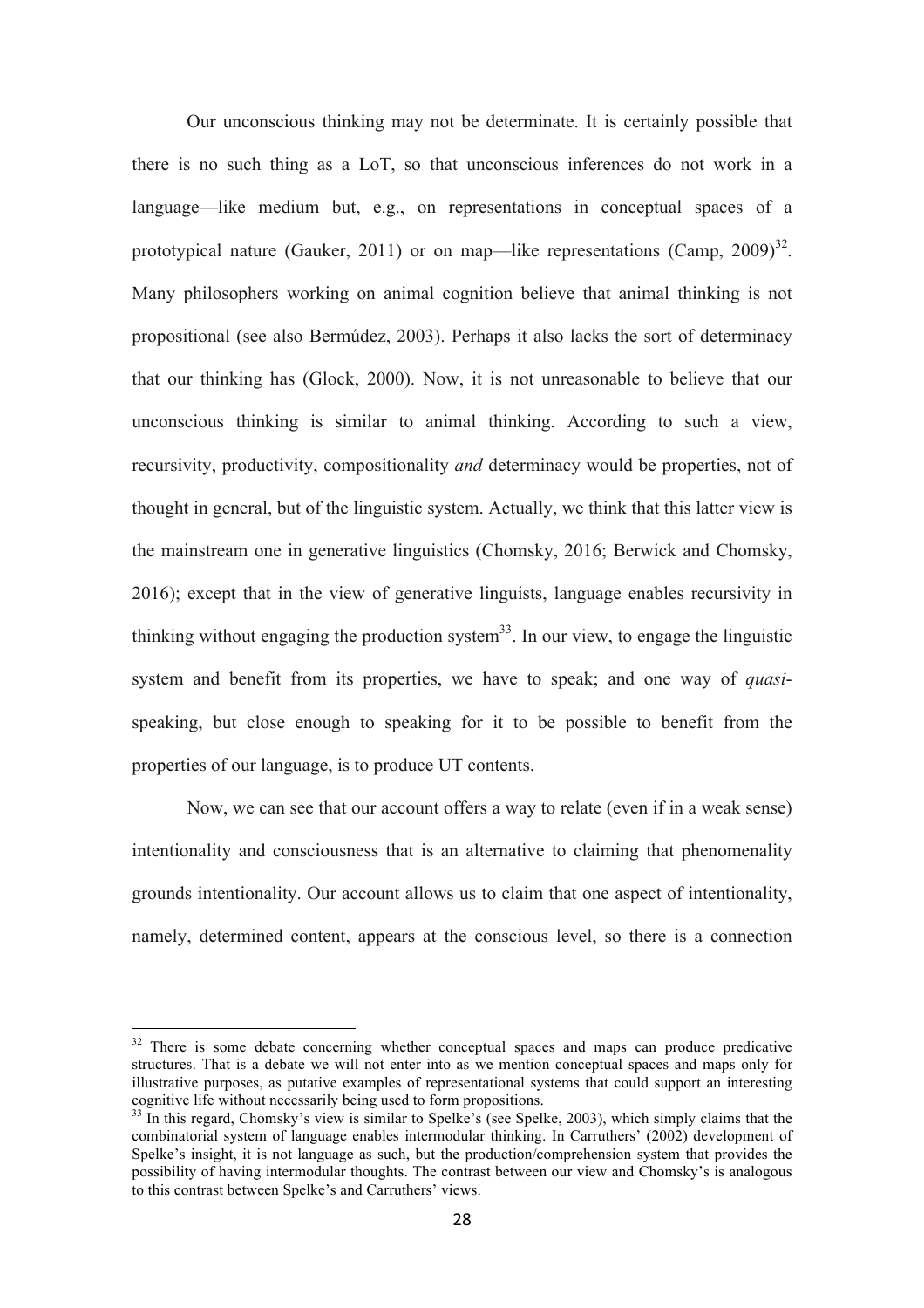Our unconscious thinking may not be determinate. It is certainly possible that there is no such thing as a LoT, so that unconscious inferences do not work in a language—like medium but, e.g., on representations in conceptual spaces of a prototypical nature (Gauker, 2011) or on map—like representations (Camp, 2009)[32]. Many philosophers working on animal cognition believe that animal thinking is not propositional (see also Bermúdez, 2003). Perhaps it also lacks the sort of determinacy that our thinking has (Glock, 2000). Now, it is not unreasonable to believe that our unconscious thinking is similar to animal thinking. According to such a view, recursivity, productivity, compositionality *and* determinacy would be properties, not of thought in general, but of the linguistic system. Actually, we think that this latter view is the mainstream one in generative linguistics (Chomsky, 2016; Berwick and Chomsky, 2016); except that in the view of generative linguists, language enables recursivity in thinking without engaging the production system[33]. In our view, to engage the linguistic system and benefit from its properties, we have to speak; and one way of *quasi*-speaking, but close enough to speaking for it to be possible to benefit from the properties of our language, is to produce UT contents.

Now, we can see that our account offers a way to relate (even if in a weak sense) intentionality and consciousness that is an alternative to claiming that phenomenality grounds intentionality. Our account allows us to claim that one aspect of intentionality, namely, determined content, appears at the conscious level, so there is a connection

---

[32] There is some debate concerning whether conceptual spaces and maps can produce predicative structures. That is a debate we will not enter into as we mention conceptual spaces and maps only for illustrative purposes, as putative examples of representational systems that could support an interesting cognitive life without necessarily being used to form propositions.

[33] In this regard, Chomsky's view is similar to Spelke's (see Spelke, 2003), which simply claims that the combinatorial system of language enables intermodular thinking. In Carruthers' (2002) development of Spelke's insight, it is not language as such, but the production/comprehension system that provides the possibility of having intermodular thoughts. The contrast between our view and Chomsky's is analogous to this contrast between Spelke's and Carruthers' views.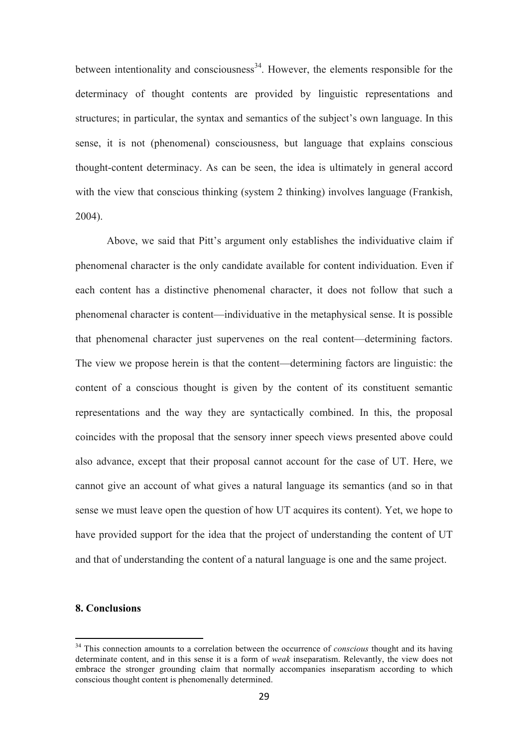between intentionality and consciousness[34]. However, the elements responsible for the determinacy of thought contents are provided by linguistic representations and structures; in particular, the syntax and semantics of the subject's own language. In this sense, it is not (phenomenal) consciousness, but language that explains conscious thought-content determinacy. As can be seen, the idea is ultimately in general accord with the view that conscious thinking (system 2 thinking) involves language (Frankish, 2004).

Above, we said that Pitt's argument only establishes the individuative claim if phenomenal character is the only candidate available for content individuation. Even if each content has a distinctive phenomenal character, it does not follow that such a phenomenal character is content—individuative in the metaphysical sense. It is possible that phenomenal character just supervenes on the real content—determining factors. The view we propose herein is that the content—determining factors are linguistic: the content of a conscious thought is given by the content of its constituent semantic representations and the way they are syntactically combined. In this, the proposal coincides with the proposal that the sensory inner speech views presented above could also advance, except that their proposal cannot account for the case of UT. Here, we cannot give an account of what gives a natural language its semantics (and so in that sense we must leave open the question of how UT acquires its content). Yet, we hope to have provided support for the idea that the project of understanding the content of UT and that of understanding the content of a natural language is one and the same project.

**8. Conclusions**

[34] This connection amounts to a correlation between the occurrence of *conscious* thought and its having determinate content, and in this sense it is a form of *weak* inseparatism. Relevantly, the view does not embrace the stronger grounding claim that normally accompanies inseparatism according to which conscious thought content is phenomenally determined.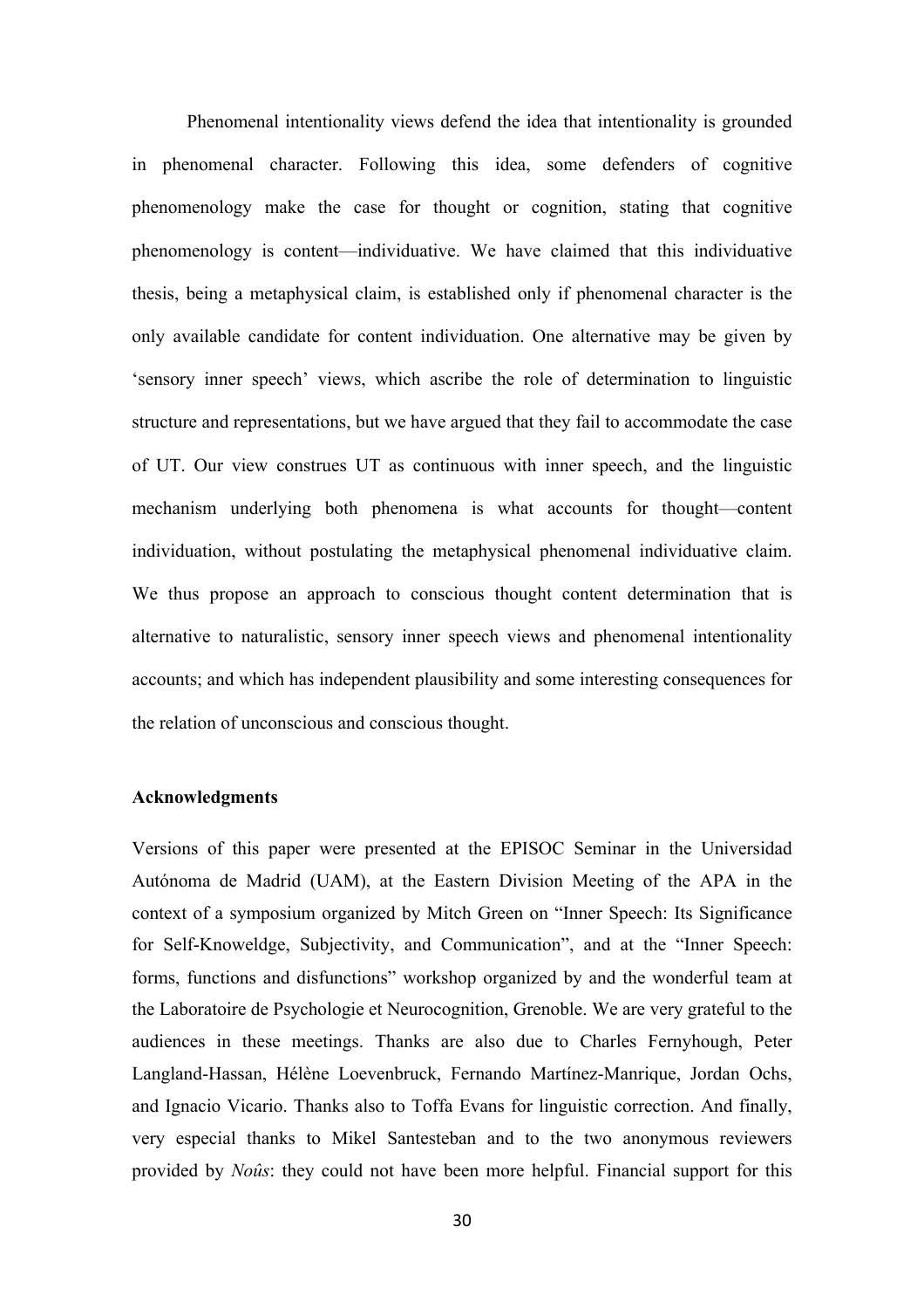Phenomenal intentionality views defend the idea that intentionality is grounded in phenomenal character. Following this idea, some defenders of cognitive phenomenology make the case for thought or cognition, stating that cognitive phenomenology is content—individuative. We have claimed that this individuative thesis, being a metaphysical claim, is established only if phenomenal character is the only available candidate for content individuation. One alternative may be given by 'sensory inner speech' views, which ascribe the role of determination to linguistic structure and representations, but we have argued that they fail to accommodate the case of UT. Our view construes UT as continuous with inner speech, and the linguistic mechanism underlying both phenomena is what accounts for thought—content individuation, without postulating the metaphysical phenomenal individuative claim. We thus propose an approach to conscious thought content determination that is alternative to naturalistic, sensory inner speech views and phenomenal intentionality accounts; and which has independent plausibility and some interesting consequences for the relation of unconscious and conscious thought.

**Acknowledgments**

Versions of this paper were presented at the EPISOC Seminar in the Universidad Autónoma de Madrid (UAM), at the Eastern Division Meeting of the APA in the context of a symposium organized by Mitch Green on "Inner Speech: Its Significance for Self-Knoweldge, Subjectivity, and Communication", and at the "Inner Speech: forms, functions and disfunctions" workshop organized by and the wonderful team at the Laboratoire de Psychologie et Neurocognition, Grenoble. We are very grateful to the audiences in these meetings. Thanks are also due to Charles Fernyhough, Peter Langland-Hassan, Hélène Loevenbruck, Fernando Martínez-Manrique, Jordan Ochs, and Ignacio Vicario. Thanks also to Toffa Evans for linguistic correction. And finally, very especial thanks to Mikel Santesteban and to the two anonymous reviewers provided by *Noûs*: they could not have been more helpful. Financial support for this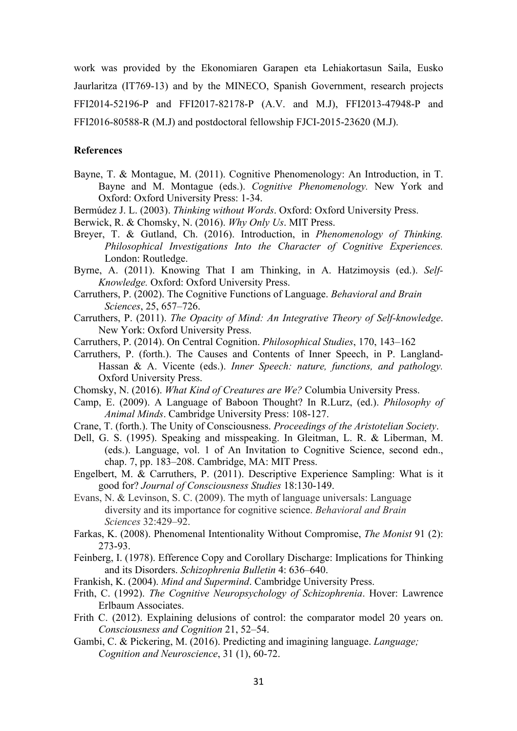work was provided by the Ekonomiaren Garapen eta Lehiakortasun Saila, Eusko Jaurlaritza (IT769-13) and by the MINECO, Spanish Government, research projects FFI2014-52196-P and FFI2017-82178-P (A.V. and M.J), FFI2013-47948-P and FFI2016-80588-R (M.J) and postdoctoral fellowship FJCI-2015-23620 (M.J).

**References**

Bayne, T. & Montague, M. (2011). Cognitive Phenomenology: An Introduction, in T. Bayne and M. Montague (eds.). *Cognitive Phenomenology.* New York and Oxford: Oxford University Press: 1-34.

Bermúdez J. L. (2003). *Thinking without Words*. Oxford: Oxford University Press.

Berwick, R. & Chomsky, N. (2016). *Why Only Us*. MIT Press.

Breyer, T. & Gutland, Ch. (2016). Introduction, in *Phenomenology of Thinking. Philosophical Investigations Into the Character of Cognitive Experiences.* London: Routledge.

Byrne, A. (2011). Knowing That I am Thinking, in A. Hatzimoysis (ed.). *Self-Knowledge.* Oxford: Oxford University Press.

Carruthers, P. (2002). The Cognitive Functions of Language. *Behavioral and Brain Sciences*, 25, 657–726.

Carruthers, P. (2011). *The Opacity of Mind: An Integrative Theory of Self-knowledge*. New York: Oxford University Press.

Carruthers, P. (2014). On Central Cognition. *Philosophical Studies*, 170, 143–162

Carruthers, P. (forth.). The Causes and Contents of Inner Speech, in P. Langland-Hassan & A. Vicente (eds.). *Inner Speech: nature, functions, and pathology.* Oxford University Press.

Chomsky, N. (2016). *What Kind of Creatures are We?* Columbia University Press.

Camp, E. (2009). A Language of Baboon Thought? In R.Lurz, (ed.). *Philosophy of Animal Minds*. Cambridge University Press: 108-127.

Crane, T. (forth.). The Unity of Consciousness. *Proceedings of the Aristotelian Society*.

Dell, G. S. (1995). Speaking and misspeaking. In Gleitman, L. R. & Liberman, M. (eds.). Language, vol. 1 of An Invitation to Cognitive Science, second edn., chap. 7, pp. 183–208. Cambridge, MA: MIT Press.

Engelbert, M. & Carruthers, P. (2011). Descriptive Experience Sampling: What is it good for? *Journal of Consciousness Studies* 18:130-149.

Evans, N. & Levinson, S. C. (2009). The myth of language universals: Language diversity and its importance for cognitive science. *Behavioral and Brain Sciences* 32:429–92.

Farkas, K. (2008). Phenomenal Intentionality Without Compromise, *The Monist* 91 (2): 273-93.

Feinberg, I. (1978). Efference Copy and Corollary Discharge: Implications for Thinking and its Disorders. *Schizophrenia Bulletin* 4: 636–640.

Frankish, K. (2004). *Mind and Supermind*. Cambridge University Press.

Frith, C. (1992). *The Cognitive Neuropsychology of Schizophrenia*. Hover: Lawrence Erlbaum Associates.

Frith C. (2012). Explaining delusions of control: the comparator model 20 years on. *Consciousness and Cognition* 21, 52–54.

Gambi, C. & Pickering, M. (2016). Predicting and imagining language. *Language; Cognition and Neuroscience*, 31 (1), 60-72.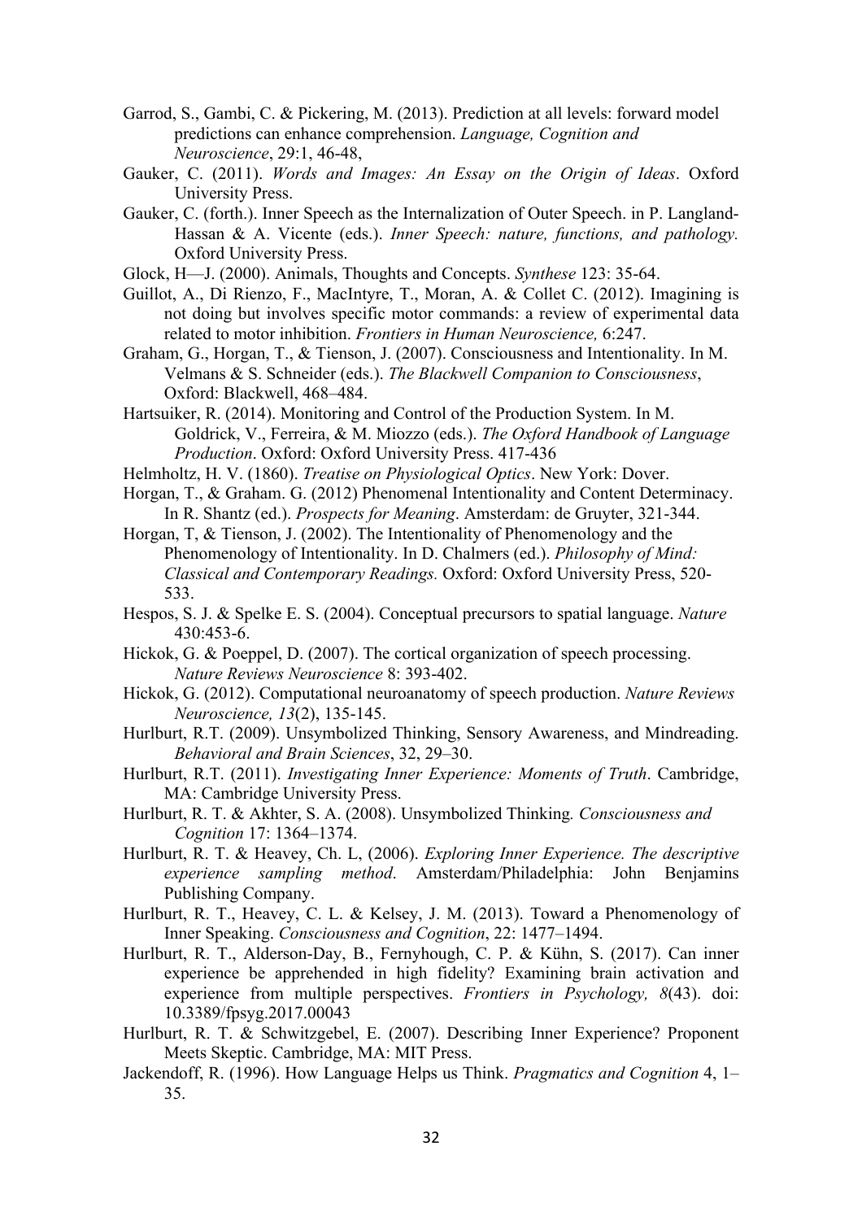Garrod, S., Gambi, C. & Pickering, M. (2013). Prediction at all levels: forward model predictions can enhance comprehension. *Language, Cognition and Neuroscience*, 29:1, 46-48,

Gauker, C. (2011). *Words and Images: An Essay on the Origin of Ideas*. Oxford University Press.

Gauker, C. (forth.). Inner Speech as the Internalization of Outer Speech. in P. Langland-Hassan & A. Vicente (eds.). *Inner Speech: nature, functions, and pathology.* Oxford University Press.

Glock, H—J. (2000). Animals, Thoughts and Concepts. *Synthese* 123: 35-64.

Guillot, A., Di Rienzo, F., MacIntyre, T., Moran, A. & Collet C. (2012). Imagining is not doing but involves specific motor commands: a review of experimental data related to motor inhibition. *Frontiers in Human Neuroscience,* 6:247.

Graham, G., Horgan, T., & Tienson, J. (2007). Consciousness and Intentionality. In M. Velmans & S. Schneider (eds.). *The Blackwell Companion to Consciousness*, Oxford: Blackwell, 468–484.

Hartsuiker, R. (2014). Monitoring and Control of the Production System. In M. Goldrick, V., Ferreira, & M. Miozzo (eds.). *The Oxford Handbook of Language Production*. Oxford: Oxford University Press. 417-436

Helmholtz, H. V. (1860). *Treatise on Physiological Optics*. New York: Dover.

Horgan, T., & Graham. G. (2012) Phenomenal Intentionality and Content Determinacy. In R. Shantz (ed.). *Prospects for Meaning*. Amsterdam: de Gruyter, 321-344.

Horgan, T, & Tienson, J. (2002). The Intentionality of Phenomenology and the Phenomenology of Intentionality. In D. Chalmers (ed.). *Philosophy of Mind: Classical and Contemporary Readings.* Oxford: Oxford University Press, 520-533.

Hespos, S. J. & Spelke E. S. (2004). Conceptual precursors to spatial language. *Nature* 430:453-6.

Hickok, G. & Poeppel, D. (2007). The cortical organization of speech processing. *Nature Reviews Neuroscience* 8: 393-402.

Hickok, G. (2012). Computational neuroanatomy of speech production. *Nature Reviews Neuroscience, 13*(2), 135-145.

Hurlburt, R.T. (2009). Unsymbolized Thinking, Sensory Awareness, and Mindreading. *Behavioral and Brain Sciences*, 32, 29–30.

Hurlburt, R.T. (2011). *Investigating Inner Experience: Moments of Truth*. Cambridge, MA: Cambridge University Press.

Hurlburt, R. T. & Akhter, S. A. (2008). Unsymbolized Thinking*. Consciousness and Cognition* 17: 1364–1374.

Hurlburt, R. T. & Heavey, Ch. L, (2006). *Exploring Inner Experience. The descriptive experience sampling method*. Amsterdam/Philadelphia: John Benjamins Publishing Company.

Hurlburt, R. T., Heavey, C. L. & Kelsey, J. M. (2013). Toward a Phenomenology of Inner Speaking. *Consciousness and Cognition*, 22: 1477–1494.

Hurlburt, R. T., Alderson-Day, B., Fernyhough, C. P. & Kühn, S. (2017). Can inner experience be apprehended in high fidelity? Examining brain activation and experience from multiple perspectives. *Frontiers in Psychology, 8*(43). doi: 10.3389/fpsyg.2017.00043

Hurlburt, R. T. & Schwitzgebel, E. (2007). Describing Inner Experience? Proponent Meets Skeptic. Cambridge, MA: MIT Press.

Jackendoff, R. (1996). How Language Helps us Think. *Pragmatics and Cognition* 4, 1–35.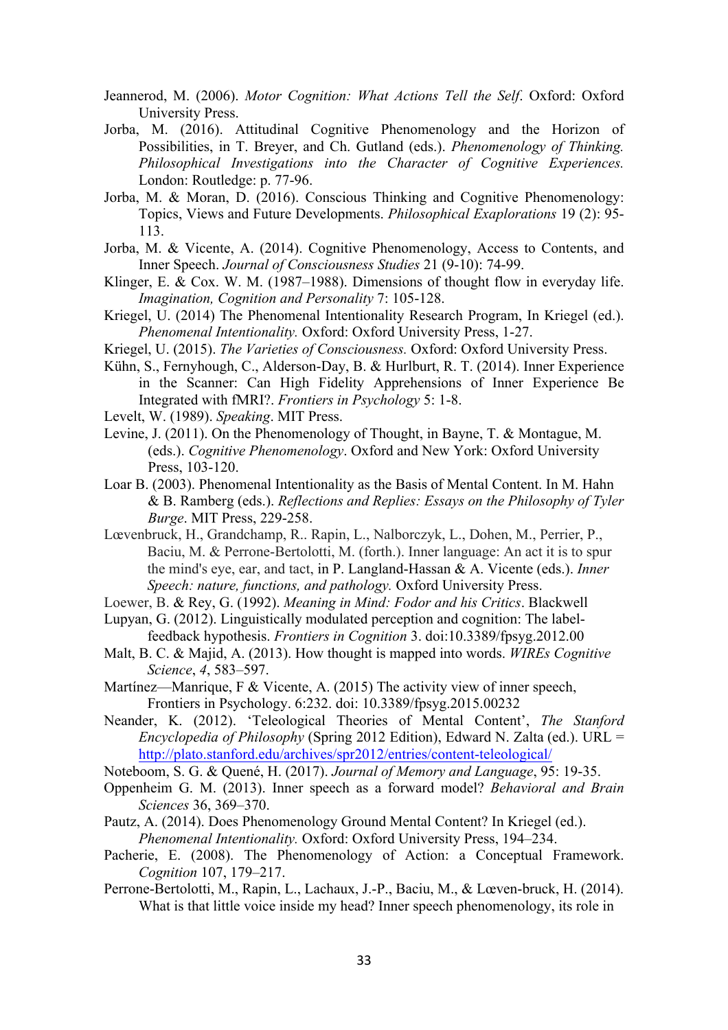Jeannerod, M. (2006). *Motor Cognition: What Actions Tell the Self*. Oxford: Oxford University Press.

Jorba, M. (2016). Attitudinal Cognitive Phenomenology and the Horizon of Possibilities, in T. Breyer, and Ch. Gutland (eds.). *Phenomenology of Thinking. Philosophical Investigations into the Character of Cognitive Experiences.* London: Routledge: p. 77-96.

Jorba, M. & Moran, D. (2016). Conscious Thinking and Cognitive Phenomenology: Topics, Views and Future Developments. *Philosophical Exaplorations* 19 (2): 95-113.

Jorba, M. & Vicente, A. (2014). Cognitive Phenomenology, Access to Contents, and Inner Speech. *Journal of Consciousness Studies* 21 (9-10): 74-99.

Klinger, E. & Cox. W. M. (1987–1988). Dimensions of thought flow in everyday life. *Imagination, Cognition and Personality* 7: 105-128.

Kriegel, U. (2014) The Phenomenal Intentionality Research Program, In Kriegel (ed.). *Phenomenal Intentionality.* Oxford: Oxford University Press, 1-27.

Kriegel, U. (2015). *The Varieties of Consciousness.* Oxford: Oxford University Press.

Kühn, S., Fernyhough, C., Alderson-Day, B. & Hurlburt, R. T. (2014). Inner Experience in the Scanner: Can High Fidelity Apprehensions of Inner Experience Be Integrated with fMRI?. *Frontiers in Psychology* 5: 1-8.

Levelt, W. (1989). *Speaking*. MIT Press.

Levine, J. (2011). On the Phenomenology of Thought, in Bayne, T. & Montague, M. (eds.). *Cognitive Phenomenology*. Oxford and New York: Oxford University Press, 103-120.

Loar B. (2003). Phenomenal Intentionality as the Basis of Mental Content. In M. Hahn & B. Ramberg (eds.). *Reflections and Replies: Essays on the Philosophy of Tyler Burge*. MIT Press, 229-258.

Lœvenbruck, H., Grandchamp, R.. Rapin, L., Nalborczyk, L., Dohen, M., Perrier, P., Baciu, M. & Perrone-Bertolotti, M. (forth.). Inner language: An act it is to spur the mind's eye, ear, and tact, in P. Langland-Hassan & A. Vicente (eds.). *Inner Speech: nature, functions, and pathology.* Oxford University Press.

Loewer, B. & Rey, G. (1992). *Meaning in Mind: Fodor and his Critics*. Blackwell

Lupyan, G. (2012). Linguistically modulated perception and cognition: The label-feedback hypothesis. *Frontiers in Cognition* 3. doi:10.3389/fpsyg.2012.00

Malt, B. C. & Majid, A. (2013). How thought is mapped into words. *WIREs Cognitive Science*, *4*, 583–597.

Martínez—Manrique, F & Vicente, A. (2015) The activity view of inner speech, Frontiers in Psychology. 6:232. doi: 10.3389/fpsyg.2015.00232

Neander, K. (2012). 'Teleological Theories of Mental Content', *The Stanford Encyclopedia of Philosophy* (Spring 2012 Edition), Edward N. Zalta (ed.). URL = http://plato.stanford.edu/archives/spr2012/entries/content-teleological/

Noteboom, S. G. & Quené, H. (2017). *Journal of Memory and Language*, 95: 19-35.

Oppenheim G. M. (2013). Inner speech as a forward model? *Behavioral and Brain Sciences* 36, 369–370.

Pautz, A. (2014). Does Phenomenology Ground Mental Content? In Kriegel (ed.). *Phenomenal Intentionality.* Oxford: Oxford University Press, 194–234.

Pacherie, E. (2008). The Phenomenology of Action: a Conceptual Framework. *Cognition* 107, 179–217.

Perrone-Bertolotti, M., Rapin, L., Lachaux, J.-P., Baciu, M., & Lœven-bruck, H. (2014). What is that little voice inside my head? Inner speech phenomenology, its role in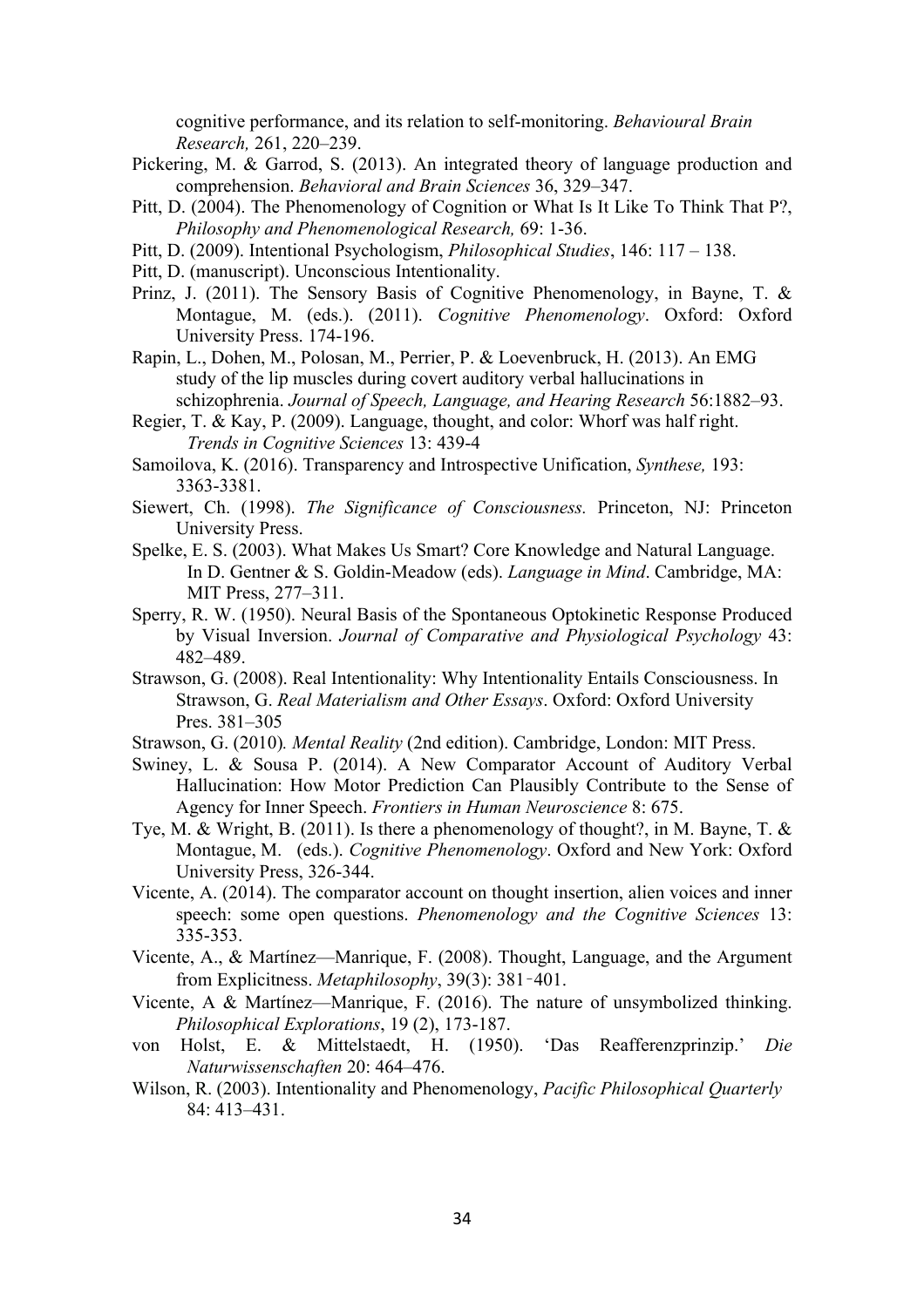cognitive performance, and its relation to self-monitoring. *Behavioural Brain Research,* 261, 220–239.

Pickering, M. & Garrod, S. (2013). An integrated theory of language production and comprehension. *Behavioral and Brain Sciences* 36, 329–347.

Pitt, D. (2004). The Phenomenology of Cognition or What Is It Like To Think That P?, *Philosophy and Phenomenological Research,* 69: 1-36.

Pitt, D. (2009). Intentional Psychologism, *Philosophical Studies*, 146: 117 – 138.

Pitt, D. (manuscript). Unconscious Intentionality.

Prinz, J. (2011). The Sensory Basis of Cognitive Phenomenology, in Bayne, T. & Montague, M. (eds.). (2011). *Cognitive Phenomenology*. Oxford: Oxford University Press. 174-196.

Rapin, L., Dohen, M., Polosan, M., Perrier, P. & Loevenbruck, H. (2013). An EMG study of the lip muscles during covert auditory verbal hallucinations in schizophrenia. *Journal of Speech, Language, and Hearing Research* 56:1882–93.

Regier, T. & Kay, P. (2009). Language, thought, and color: Whorf was half right. *Trends in Cognitive Sciences* 13: 439-4

Samoilova, K. (2016). Transparency and Introspective Unification, *Synthese,* 193: 3363-3381.

Siewert, Ch. (1998). *The Significance of Consciousness.* Princeton, NJ: Princeton University Press.

Spelke, E. S. (2003). What Makes Us Smart? Core Knowledge and Natural Language. In D. Gentner & S. Goldin-Meadow (eds). *Language in Mind*. Cambridge, MA: MIT Press, 277–311.

Sperry, R. W. (1950). Neural Basis of the Spontaneous Optokinetic Response Produced by Visual Inversion. *Journal of Comparative and Physiological Psychology* 43: 482–489.

Strawson, G. (2008). Real Intentionality: Why Intentionality Entails Consciousness. In Strawson, G. *Real Materialism and Other Essays*. Oxford: Oxford University Pres. 381–305

Strawson, G. (2010)*. Mental Reality* (2nd edition). Cambridge, London: MIT Press.

Swiney, L. & Sousa P. (2014). A New Comparator Account of Auditory Verbal Hallucination: How Motor Prediction Can Plausibly Contribute to the Sense of Agency for Inner Speech. *Frontiers in Human Neuroscience* 8: 675.

Tye, M. & Wright, B. (2011). Is there a phenomenology of thought?, in M. Bayne, T. & Montague, M. (eds.). *Cognitive Phenomenology*. Oxford and New York: Oxford University Press, 326-344.

Vicente, A. (2014). The comparator account on thought insertion, alien voices and inner speech: some open questions. *Phenomenology and the Cognitive Sciences* 13: 335-353.

Vicente, A., & Martínez—Manrique, F. (2008). Thought, Language, and the Argument from Explicitness. *Metaphilosophy*, 39(3): 381‐401.

Vicente, A & Martínez—Manrique, F. (2016). The nature of unsymbolized thinking. *Philosophical Explorations*, 19 (2), 173-187.

von Holst, E. & Mittelstaedt, H. (1950). 'Das Reafferenzprinzip.' *Die Naturwissenschaften* 20: 464–476.

Wilson, R. (2003). Intentionality and Phenomenology, *Pacific Philosophical Quarterly* 84: 413–431.